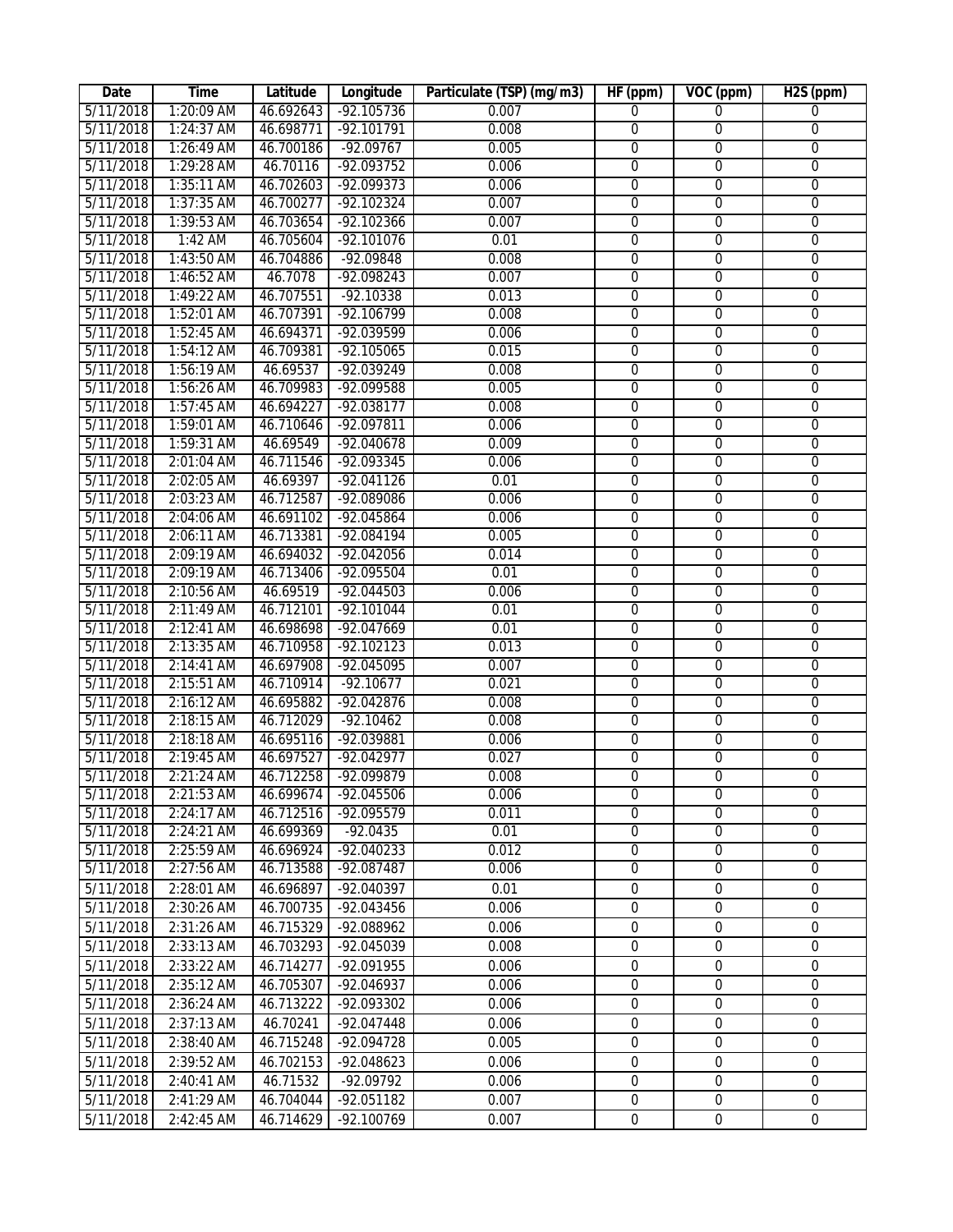| Date | Time | Latitude | Longitude | Particulate (TSP) (mg/m3) | HF (ppm) | VOC (ppm) | H2S (ppm) |
|---|---|---|---|---|---|---|---|
| 5/11/2018 | 1:20:09 AM | 46.692643 | -92.105736 | 0.007 | 0 | 0 | 0 |
| 5/11/2018 | 1:24:37 AM | 46.698771 | -92.101791 | 0.008 | 0 | 0 | 0 |
| 5/11/2018 | 1:26:49 AM | 46.700186 | -92.09767 | 0.005 | 0 | 0 | 0 |
| 5/11/2018 | 1:29:28 AM | 46.70116 | -92.093752 | 0.006 | 0 | 0 | 0 |
| 5/11/2018 | 1:35:11 AM | 46.702603 | -92.099373 | 0.006 | 0 | 0 | 0 |
| 5/11/2018 | 1:37:35 AM | 46.700277 | -92.102324 | 0.007 | 0 | 0 | 0 |
| 5/11/2018 | 1:39:53 AM | 46.703654 | -92.102366 | 0.007 | 0 | 0 | 0 |
| 5/11/2018 | 1:42 AM | 46.705604 | -92.101076 | 0.01 | 0 | 0 | 0 |
| 5/11/2018 | 1:43:50 AM | 46.704886 | -92.09848 | 0.008 | 0 | 0 | 0 |
| 5/11/2018 | 1:46:52 AM | 46.7078 | -92.098243 | 0.007 | 0 | 0 | 0 |
| 5/11/2018 | 1:49:22 AM | 46.707551 | -92.10338 | 0.013 | 0 | 0 | 0 |
| 5/11/2018 | 1:52:01 AM | 46.707391 | -92.106799 | 0.008 | 0 | 0 | 0 |
| 5/11/2018 | 1:52:45 AM | 46.694371 | -92.039599 | 0.006 | 0 | 0 | 0 |
| 5/11/2018 | 1:54:12 AM | 46.709381 | -92.105065 | 0.015 | 0 | 0 | 0 |
| 5/11/2018 | 1:56:19 AM | 46.69537 | -92.039249 | 0.008 | 0 | 0 | 0 |
| 5/11/2018 | 1:56:26 AM | 46.709983 | -92.099588 | 0.005 | 0 | 0 | 0 |
| 5/11/2018 | 1:57:45 AM | 46.694227 | -92.038177 | 0.008 | 0 | 0 | 0 |
| 5/11/2018 | 1:59:01 AM | 46.710646 | -92.097811 | 0.006 | 0 | 0 | 0 |
| 5/11/2018 | 1:59:31 AM | 46.69549 | -92.040678 | 0.009 | 0 | 0 | 0 |
| 5/11/2018 | 2:01:04 AM | 46.711546 | -92.093345 | 0.006 | 0 | 0 | 0 |
| 5/11/2018 | 2:02:05 AM | 46.69397 | -92.041126 | 0.01 | 0 | 0 | 0 |
| 5/11/2018 | 2:03:23 AM | 46.712587 | -92.089086 | 0.006 | 0 | 0 | 0 |
| 5/11/2018 | 2:04:06 AM | 46.691102 | -92.045864 | 0.006 | 0 | 0 | 0 |
| 5/11/2018 | 2:06:11 AM | 46.713381 | -92.084194 | 0.005 | 0 | 0 | 0 |
| 5/11/2018 | 2:09:19 AM | 46.694032 | -92.042056 | 0.014 | 0 | 0 | 0 |
| 5/11/2018 | 2:09:19 AM | 46.713406 | -92.095504 | 0.01 | 0 | 0 | 0 |
| 5/11/2018 | 2:10:56 AM | 46.69519 | -92.044503 | 0.006 | 0 | 0 | 0 |
| 5/11/2018 | 2:11:49 AM | 46.712101 | -92.101044 | 0.01 | 0 | 0 | 0 |
| 5/11/2018 | 2:12:41 AM | 46.698698 | -92.047669 | 0.01 | 0 | 0 | 0 |
| 5/11/2018 | 2:13:35 AM | 46.710958 | -92.102123 | 0.013 | 0 | 0 | 0 |
| 5/11/2018 | 2:14:41 AM | 46.697908 | -92.045095 | 0.007 | 0 | 0 | 0 |
| 5/11/2018 | 2:15:51 AM | 46.710914 | -92.10677 | 0.021 | 0 | 0 | 0 |
| 5/11/2018 | 2:16:12 AM | 46.695882 | -92.042876 | 0.008 | 0 | 0 | 0 |
| 5/11/2018 | 2:18:15 AM | 46.712029 | -92.10462 | 0.008 | 0 | 0 | 0 |
| 5/11/2018 | 2:18:18 AM | 46.695116 | -92.039881 | 0.006 | 0 | 0 | 0 |
| 5/11/2018 | 2:19:45 AM | 46.697527 | -92.042977 | 0.027 | 0 | 0 | 0 |
| 5/11/2018 | 2:21:24 AM | 46.712258 | -92.099879 | 0.008 | 0 | 0 | 0 |
| 5/11/2018 | 2:21:53 AM | 46.699674 | -92.045506 | 0.006 | 0 | 0 | 0 |
| 5/11/2018 | 2:24:17 AM | 46.712516 | -92.095579 | 0.011 | 0 | 0 | 0 |
| 5/11/2018 | 2:24:21 AM | 46.699369 | -92.0435 | 0.01 | 0 | 0 | 0 |
| 5/11/2018 | 2:25:59 AM | 46.696924 | -92.040233 | 0.012 | 0 | 0 | 0 |
| 5/11/2018 | 2:27:56 AM | 46.713588 | -92.087487 | 0.006 | 0 | 0 | 0 |
| 5/11/2018 | 2:28:01 AM | 46.696897 | -92.040397 | 0.01 | 0 | 0 | 0 |
| 5/11/2018 | 2:30:26 AM | 46.700735 | -92.043456 | 0.006 | 0 | 0 | 0 |
| 5/11/2018 | 2:31:26 AM | 46.715329 | -92.088962 | 0.006 | 0 | 0 | 0 |
| 5/11/2018 | 2:33:13 AM | 46.703293 | -92.045039 | 0.008 | 0 | 0 | 0 |
| 5/11/2018 | 2:33:22 AM | 46.714277 | -92.091955 | 0.006 | 0 | 0 | 0 |
| 5/11/2018 | 2:35:12 AM | 46.705307 | -92.046937 | 0.006 | 0 | 0 | 0 |
| 5/11/2018 | 2:36:24 AM | 46.713222 | -92.093302 | 0.006 | 0 | 0 | 0 |
| 5/11/2018 | 2:37:13 AM | 46.70241 | -92.047448 | 0.006 | 0 | 0 | 0 |
| 5/11/2018 | 2:38:40 AM | 46.715248 | -92.094728 | 0.005 | 0 | 0 | 0 |
| 5/11/2018 | 2:39:52 AM | 46.702153 | -92.048623 | 0.006 | 0 | 0 | 0 |
| 5/11/2018 | 2:40:41 AM | 46.71532 | -92.09792 | 0.006 | 0 | 0 | 0 |
| 5/11/2018 | 2:41:29 AM | 46.704044 | -92.051182 | 0.007 | 0 | 0 | 0 |
| 5/11/2018 | 2:42:45 AM | 46.714629 | -92.100769 | 0.007 | 0 | 0 | 0 |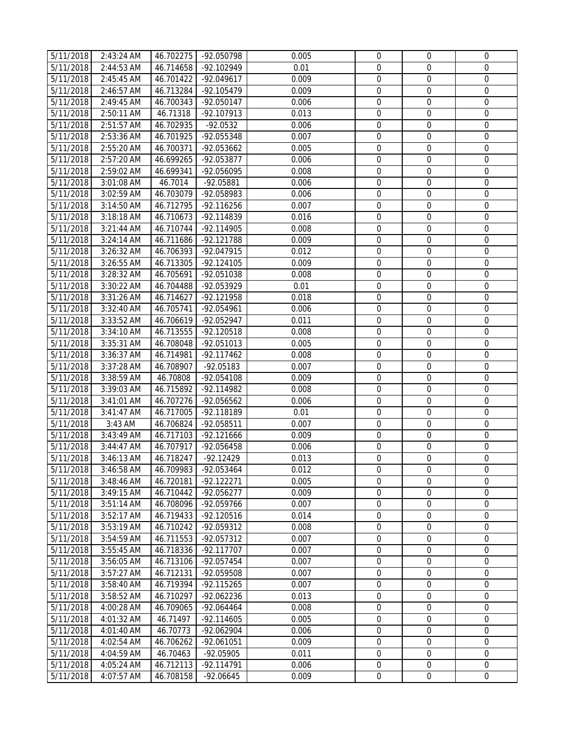| 5/11/2018 | 2:43:24 AM | 46.702275 | -92.050798 | 0.005 | 0 | 0 | 0 |
|---|---|---|---|---|---|---|---|
| 5/11/2018 | 2:44:53 AM | 46.714658 | -92.102949 | 0.01 | 0 | 0 | 0 |
| 5/11/2018 | 2:45:45 AM | 46.701422 | -92.049617 | 0.009 | 0 | 0 | 0 |
| 5/11/2018 | 2:46:57 AM | 46.713284 | -92.105479 | 0.009 | 0 | 0 | 0 |
| 5/11/2018 | 2:49:45 AM | 46.700343 | -92.050147 | 0.006 | 0 | 0 | 0 |
| 5/11/2018 | 2:50:11 AM | 46.71318 | -92.107913 | 0.013 | 0 | 0 | 0 |
| 5/11/2018 | 2:51:57 AM | 46.702935 | -92.0532 | 0.006 | 0 | 0 | 0 |
| 5/11/2018 | 2:53:36 AM | 46.701925 | -92.055348 | 0.007 | 0 | 0 | 0 |
| 5/11/2018 | 2:55:20 AM | 46.700371 | -92.053662 | 0.005 | 0 | 0 | 0 |
| 5/11/2018 | 2:57:20 AM | 46.699265 | -92.053877 | 0.006 | 0 | 0 | 0 |
| 5/11/2018 | 2:59:02 AM | 46.699341 | -92.056095 | 0.008 | 0 | 0 | 0 |
| 5/11/2018 | 3:01:08 AM | 46.7014 | -92.05881 | 0.006 | 0 | 0 | 0 |
| 5/11/2018 | 3:02:59 AM | 46.703079 | -92.058983 | 0.006 | 0 | 0 | 0 |
| 5/11/2018 | 3:14:50 AM | 46.712795 | -92.116256 | 0.007 | 0 | 0 | 0 |
| 5/11/2018 | 3:18:18 AM | 46.710673 | -92.114839 | 0.016 | 0 | 0 | 0 |
| 5/11/2018 | 3:21:44 AM | 46.710744 | -92.114905 | 0.008 | 0 | 0 | 0 |
| 5/11/2018 | 3:24:14 AM | 46.711686 | -92.121788 | 0.009 | 0 | 0 | 0 |
| 5/11/2018 | 3:26:32 AM | 46.706393 | -92.047915 | 0.012 | 0 | 0 | 0 |
| 5/11/2018 | 3:26:55 AM | 46.713305 | -92.124105 | 0.009 | 0 | 0 | 0 |
| 5/11/2018 | 3:28:32 AM | 46.705691 | -92.051038 | 0.008 | 0 | 0 | 0 |
| 5/11/2018 | 3:30:22 AM | 46.704488 | -92.053929 | 0.01 | 0 | 0 | 0 |
| 5/11/2018 | 3:31:26 AM | 46.714627 | -92.121958 | 0.018 | 0 | 0 | 0 |
| 5/11/2018 | 3:32:40 AM | 46.705741 | -92.054961 | 0.006 | 0 | 0 | 0 |
| 5/11/2018 | 3:33:52 AM | 46.706619 | -92.052947 | 0.011 | 0 | 0 | 0 |
| 5/11/2018 | 3:34:10 AM | 46.713555 | -92.120518 | 0.008 | 0 | 0 | 0 |
| 5/11/2018 | 3:35:31 AM | 46.708048 | -92.051013 | 0.005 | 0 | 0 | 0 |
| 5/11/2018 | 3:36:37 AM | 46.714981 | -92.117462 | 0.008 | 0 | 0 | 0 |
| 5/11/2018 | 3:37:28 AM | 46.708907 | -92.05183 | 0.007 | 0 | 0 | 0 |
| 5/11/2018 | 3:38:59 AM | 46.70808 | -92.054108 | 0.009 | 0 | 0 | 0 |
| 5/11/2018 | 3:39:03 AM | 46.715892 | -92.114982 | 0.008 | 0 | 0 | 0 |
| 5/11/2018 | 3:41:01 AM | 46.707276 | -92.056562 | 0.006 | 0 | 0 | 0 |
| 5/11/2018 | 3:41:47 AM | 46.717005 | -92.118189 | 0.01 | 0 | 0 | 0 |
| 5/11/2018 | 3:43 AM | 46.706824 | -92.058511 | 0.007 | 0 | 0 | 0 |
| 5/11/2018 | 3:43:49 AM | 46.717103 | -92.121666 | 0.009 | 0 | 0 | 0 |
| 5/11/2018 | 3:44:47 AM | 46.707917 | -92.056458 | 0.006 | 0 | 0 | 0 |
| 5/11/2018 | 3:46:13 AM | 46.718247 | -92.12429 | 0.013 | 0 | 0 | 0 |
| 5/11/2018 | 3:46:58 AM | 46.709983 | -92.053464 | 0.012 | 0 | 0 | 0 |
| 5/11/2018 | 3:48:46 AM | 46.720181 | -92.122271 | 0.005 | 0 | 0 | 0 |
| 5/11/2018 | 3:49:15 AM | 46.710442 | -92.056277 | 0.009 | 0 | 0 | 0 |
| 5/11/2018 | 3:51:14 AM | 46.708096 | -92.059766 | 0.007 | 0 | 0 | 0 |
| 5/11/2018 | 3:52:17 AM | 46.719433 | -92.120516 | 0.014 | 0 | 0 | 0 |
| 5/11/2018 | 3:53:19 AM | 46.710242 | -92.059312 | 0.008 | 0 | 0 | 0 |
| 5/11/2018 | 3:54:59 AM | 46.711553 | -92.057312 | 0.007 | 0 | 0 | 0 |
| 5/11/2018 | 3:55:45 AM | 46.718336 | -92.117707 | 0.007 | 0 | 0 | 0 |
| 5/11/2018 | 3:56:05 AM | 46.713106 | -92.057454 | 0.007 | 0 | 0 | 0 |
| 5/11/2018 | 3:57:27 AM | 46.712131 | -92.059508 | 0.007 | 0 | 0 | 0 |
| 5/11/2018 | 3:58:40 AM | 46.719394 | -92.115265 | 0.007 | 0 | 0 | 0 |
| 5/11/2018 | 3:58:52 AM | 46.710297 | -92.062236 | 0.013 | 0 | 0 | 0 |
| 5/11/2018 | 4:00:28 AM | 46.709065 | -92.064464 | 0.008 | 0 | 0 | 0 |
| 5/11/2018 | 4:01:32 AM | 46.71497 | -92.114605 | 0.005 | 0 | 0 | 0 |
| 5/11/2018 | 4:01:40 AM | 46.70773 | -92.062904 | 0.006 | 0 | 0 | 0 |
| 5/11/2018 | 4:02:54 AM | 46.706262 | -92.061051 | 0.009 | 0 | 0 | 0 |
| 5/11/2018 | 4:04:59 AM | 46.70463 | -92.05905 | 0.011 | 0 | 0 | 0 |
| 5/11/2018 | 4:05:24 AM | 46.712113 | -92.114791 | 0.006 | 0 | 0 | 0 |
| 5/11/2018 | 4:07:57 AM | 46.708158 | -92.06645 | 0.009 | 0 | 0 | 0 |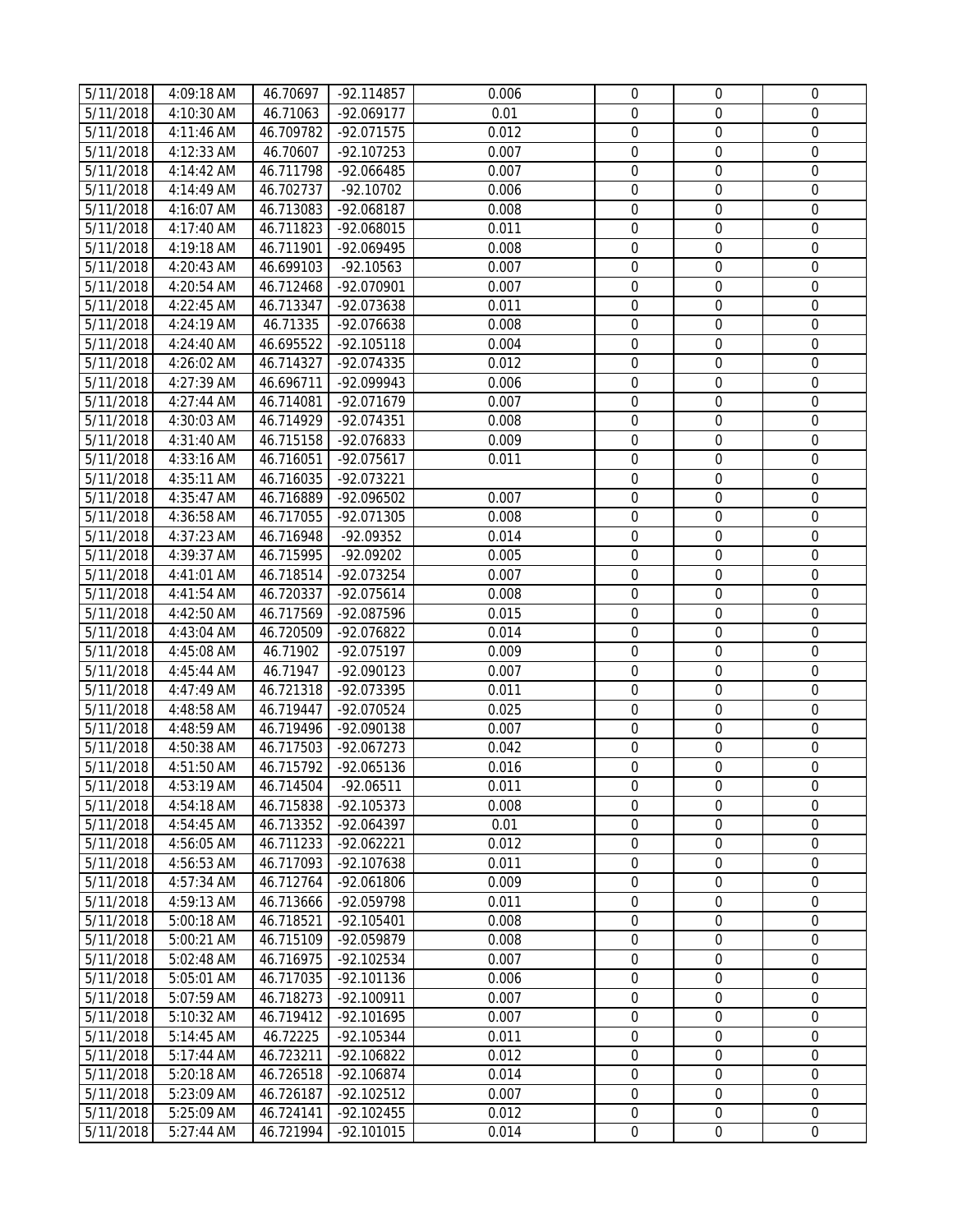| | | | | | | | |
|---|---|---|---|---|---|---|---|
| 5/11/2018 | 4:09:18 AM | 46.70697 | -92.114857 | 0.006 | 0 | 0 | 0 |
| 5/11/2018 | 4:10:30 AM | 46.71063 | -92.069177 | 0.01 | 0 | 0 | 0 |
| 5/11/2018 | 4:11:46 AM | 46.709782 | -92.071575 | 0.012 | 0 | 0 | 0 |
| 5/11/2018 | 4:12:33 AM | 46.70607 | -92.107253 | 0.007 | 0 | 0 | 0 |
| 5/11/2018 | 4:14:42 AM | 46.711798 | -92.066485 | 0.007 | 0 | 0 | 0 |
| 5/11/2018 | 4:14:49 AM | 46.702737 | -92.10702 | 0.006 | 0 | 0 | 0 |
| 5/11/2018 | 4:16:07 AM | 46.713083 | -92.068187 | 0.008 | 0 | 0 | 0 |
| 5/11/2018 | 4:17:40 AM | 46.711823 | -92.068015 | 0.011 | 0 | 0 | 0 |
| 5/11/2018 | 4:19:18 AM | 46.711901 | -92.069495 | 0.008 | 0 | 0 | 0 |
| 5/11/2018 | 4:20:43 AM | 46.699103 | -92.10563 | 0.007 | 0 | 0 | 0 |
| 5/11/2018 | 4:20:54 AM | 46.712468 | -92.070901 | 0.007 | 0 | 0 | 0 |
| 5/11/2018 | 4:22:45 AM | 46.713347 | -92.073638 | 0.011 | 0 | 0 | 0 |
| 5/11/2018 | 4:24:19 AM | 46.71335 | -92.076638 | 0.008 | 0 | 0 | 0 |
| 5/11/2018 | 4:24:40 AM | 46.695522 | -92.105118 | 0.004 | 0 | 0 | 0 |
| 5/11/2018 | 4:26:02 AM | 46.714327 | -92.074335 | 0.012 | 0 | 0 | 0 |
| 5/11/2018 | 4:27:39 AM | 46.696711 | -92.099943 | 0.006 | 0 | 0 | 0 |
| 5/11/2018 | 4:27:44 AM | 46.714081 | -92.071679 | 0.007 | 0 | 0 | 0 |
| 5/11/2018 | 4:30:03 AM | 46.714929 | -92.074351 | 0.008 | 0 | 0 | 0 |
| 5/11/2018 | 4:31:40 AM | 46.715158 | -92.076833 | 0.009 | 0 | 0 | 0 |
| 5/11/2018 | 4:33:16 AM | 46.716051 | -92.075617 | 0.011 | 0 | 0 | 0 |
| 5/11/2018 | 4:35:11 AM | 46.716035 | -92.073221 | | 0 | 0 | 0 |
| 5/11/2018 | 4:35:47 AM | 46.716889 | -92.096502 | 0.007 | 0 | 0 | 0 |
| 5/11/2018 | 4:36:58 AM | 46.717055 | -92.071305 | 0.008 | 0 | 0 | 0 |
| 5/11/2018 | 4:37:23 AM | 46.716948 | -92.09352 | 0.014 | 0 | 0 | 0 |
| 5/11/2018 | 4:39:37 AM | 46.715995 | -92.09202 | 0.005 | 0 | 0 | 0 |
| 5/11/2018 | 4:41:01 AM | 46.718514 | -92.073254 | 0.007 | 0 | 0 | 0 |
| 5/11/2018 | 4:41:54 AM | 46.720337 | -92.075614 | 0.008 | 0 | 0 | 0 |
| 5/11/2018 | 4:42:50 AM | 46.717569 | -92.087596 | 0.015 | 0 | 0 | 0 |
| 5/11/2018 | 4:43:04 AM | 46.720509 | -92.076822 | 0.014 | 0 | 0 | 0 |
| 5/11/2018 | 4:45:08 AM | 46.71902 | -92.075197 | 0.009 | 0 | 0 | 0 |
| 5/11/2018 | 4:45:44 AM | 46.71947 | -92.090123 | 0.007 | 0 | 0 | 0 |
| 5/11/2018 | 4:47:49 AM | 46.721318 | -92.073395 | 0.011 | 0 | 0 | 0 |
| 5/11/2018 | 4:48:58 AM | 46.719447 | -92.070524 | 0.025 | 0 | 0 | 0 |
| 5/11/2018 | 4:48:59 AM | 46.719496 | -92.090138 | 0.007 | 0 | 0 | 0 |
| 5/11/2018 | 4:50:38 AM | 46.717503 | -92.067273 | 0.042 | 0 | 0 | 0 |
| 5/11/2018 | 4:51:50 AM | 46.715792 | -92.065136 | 0.016 | 0 | 0 | 0 |
| 5/11/2018 | 4:53:19 AM | 46.714504 | -92.06511 | 0.011 | 0 | 0 | 0 |
| 5/11/2018 | 4:54:18 AM | 46.715838 | -92.105373 | 0.008 | 0 | 0 | 0 |
| 5/11/2018 | 4:54:45 AM | 46.713352 | -92.064397 | 0.01 | 0 | 0 | 0 |
| 5/11/2018 | 4:56:05 AM | 46.711233 | -92.062221 | 0.012 | 0 | 0 | 0 |
| 5/11/2018 | 4:56:53 AM | 46.717093 | -92.107638 | 0.011 | 0 | 0 | 0 |
| 5/11/2018 | 4:57:34 AM | 46.712764 | -92.061806 | 0.009 | 0 | 0 | 0 |
| 5/11/2018 | 4:59:13 AM | 46.713666 | -92.059798 | 0.011 | 0 | 0 | 0 |
| 5/11/2018 | 5:00:18 AM | 46.718521 | -92.105401 | 0.008 | 0 | 0 | 0 |
| 5/11/2018 | 5:00:21 AM | 46.715109 | -92.059879 | 0.008 | 0 | 0 | 0 |
| 5/11/2018 | 5:02:48 AM | 46.716975 | -92.102534 | 0.007 | 0 | 0 | 0 |
| 5/11/2018 | 5:05:01 AM | 46.717035 | -92.101136 | 0.006 | 0 | 0 | 0 |
| 5/11/2018 | 5:07:59 AM | 46.718273 | -92.100911 | 0.007 | 0 | 0 | 0 |
| 5/11/2018 | 5:10:32 AM | 46.719412 | -92.101695 | 0.007 | 0 | 0 | 0 |
| 5/11/2018 | 5:14:45 AM | 46.72225 | -92.105344 | 0.011 | 0 | 0 | 0 |
| 5/11/2018 | 5:17:44 AM | 46.723211 | -92.106822 | 0.012 | 0 | 0 | 0 |
| 5/11/2018 | 5:20:18 AM | 46.726518 | -92.106874 | 0.014 | 0 | 0 | 0 |
| 5/11/2018 | 5:23:09 AM | 46.726187 | -92.102512 | 0.007 | 0 | 0 | 0 |
| 5/11/2018 | 5:25:09 AM | 46.724141 | -92.102455 | 0.012 | 0 | 0 | 0 |
| 5/11/2018 | 5:27:44 AM | 46.721994 | -92.101015 | 0.014 | 0 | 0 | 0 |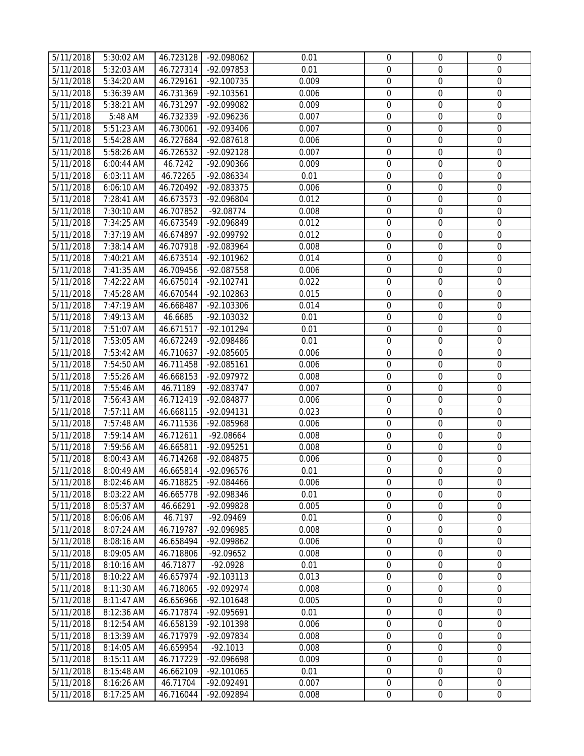| | | | | | | | |
|---|---|---|---|---|---|---|---|
| 5/11/2018 | 5:30:02 AM | 46.723128 | -92.098062 | 0.01 | 0 | 0 | 0 |
| 5/11/2018 | 5:32:03 AM | 46.727314 | -92.097853 | 0.01 | 0 | 0 | 0 |
| 5/11/2018 | 5:34:20 AM | 46.729161 | -92.100735 | 0.009 | 0 | 0 | 0 |
| 5/11/2018 | 5:36:39 AM | 46.731369 | -92.103561 | 0.006 | 0 | 0 | 0 |
| 5/11/2018 | 5:38:21 AM | 46.731297 | -92.099082 | 0.009 | 0 | 0 | 0 |
| 5/11/2018 | 5:48 AM | 46.732339 | -92.096236 | 0.007 | 0 | 0 | 0 |
| 5/11/2018 | 5:51:23 AM | 46.730061 | -92.093406 | 0.007 | 0 | 0 | 0 |
| 5/11/2018 | 5:54:28 AM | 46.727684 | -92.087618 | 0.006 | 0 | 0 | 0 |
| 5/11/2018 | 5:58:26 AM | 46.726532 | -92.092128 | 0.007 | 0 | 0 | 0 |
| 5/11/2018 | 6:00:44 AM | 46.7242 | -92.090366 | 0.009 | 0 | 0 | 0 |
| 5/11/2018 | 6:03:11 AM | 46.72265 | -92.086334 | 0.01 | 0 | 0 | 0 |
| 5/11/2018 | 6:06:10 AM | 46.720492 | -92.083375 | 0.006 | 0 | 0 | 0 |
| 5/11/2018 | 7:28:41 AM | 46.673573 | -92.096804 | 0.012 | 0 | 0 | 0 |
| 5/11/2018 | 7:30:10 AM | 46.707852 | -92.08774 | 0.008 | 0 | 0 | 0 |
| 5/11/2018 | 7:34:25 AM | 46.673549 | -92.096849 | 0.012 | 0 | 0 | 0 |
| 5/11/2018 | 7:37:19 AM | 46.674897 | -92.099792 | 0.012 | 0 | 0 | 0 |
| 5/11/2018 | 7:38:14 AM | 46.707918 | -92.083964 | 0.008 | 0 | 0 | 0 |
| 5/11/2018 | 7:40:21 AM | 46.673514 | -92.101962 | 0.014 | 0 | 0 | 0 |
| 5/11/2018 | 7:41:35 AM | 46.709456 | -92.087558 | 0.006 | 0 | 0 | 0 |
| 5/11/2018 | 7:42:22 AM | 46.675014 | -92.102741 | 0.022 | 0 | 0 | 0 |
| 5/11/2018 | 7:45:28 AM | 46.670544 | -92.102863 | 0.015 | 0 | 0 | 0 |
| 5/11/2018 | 7:47:19 AM | 46.668487 | -92.103306 | 0.014 | 0 | 0 | 0 |
| 5/11/2018 | 7:49:13 AM | 46.6685 | -92.103032 | 0.01 | 0 | 0 | 0 |
| 5/11/2018 | 7:51:07 AM | 46.671517 | -92.101294 | 0.01 | 0 | 0 | 0 |
| 5/11/2018 | 7:53:05 AM | 46.672249 | -92.098486 | 0.01 | 0 | 0 | 0 |
| 5/11/2018 | 7:53:42 AM | 46.710637 | -92.085605 | 0.006 | 0 | 0 | 0 |
| 5/11/2018 | 7:54:50 AM | 46.711458 | -92.085161 | 0.006 | 0 | 0 | 0 |
| 5/11/2018 | 7:55:26 AM | 46.668153 | -92.097972 | 0.008 | 0 | 0 | 0 |
| 5/11/2018 | 7:55:46 AM | 46.71189 | -92.083747 | 0.007 | 0 | 0 | 0 |
| 5/11/2018 | 7:56:43 AM | 46.712419 | -92.084877 | 0.006 | 0 | 0 | 0 |
| 5/11/2018 | 7:57:11 AM | 46.668115 | -92.094131 | 0.023 | 0 | 0 | 0 |
| 5/11/2018 | 7:57:48 AM | 46.711536 | -92.085968 | 0.006 | 0 | 0 | 0 |
| 5/11/2018 | 7:59:14 AM | 46.712611 | -92.08664 | 0.008 | 0 | 0 | 0 |
| 5/11/2018 | 7:59:56 AM | 46.665811 | -92.095251 | 0.008 | 0 | 0 | 0 |
| 5/11/2018 | 8:00:43 AM | 46.714268 | -92.084875 | 0.006 | 0 | 0 | 0 |
| 5/11/2018 | 8:00:49 AM | 46.665814 | -92.096576 | 0.01 | 0 | 0 | 0 |
| 5/11/2018 | 8:02:46 AM | 46.718825 | -92.084466 | 0.006 | 0 | 0 | 0 |
| 5/11/2018 | 8:03:22 AM | 46.665778 | -92.098346 | 0.01 | 0 | 0 | 0 |
| 5/11/2018 | 8:05:37 AM | 46.66291 | -92.099828 | 0.005 | 0 | 0 | 0 |
| 5/11/2018 | 8:06:06 AM | 46.7197 | -92.09469 | 0.01 | 0 | 0 | 0 |
| 5/11/2018 | 8:07:24 AM | 46.719787 | -92.096985 | 0.008 | 0 | 0 | 0 |
| 5/11/2018 | 8:08:16 AM | 46.658494 | -92.099862 | 0.006 | 0 | 0 | 0 |
| 5/11/2018 | 8:09:05 AM | 46.718806 | -92.09652 | 0.008 | 0 | 0 | 0 |
| 5/11/2018 | 8:10:16 AM | 46.71877 | -92.0928 | 0.01 | 0 | 0 | 0 |
| 5/11/2018 | 8:10:22 AM | 46.657974 | -92.103113 | 0.013 | 0 | 0 | 0 |
| 5/11/2018 | 8:11:30 AM | 46.718065 | -92.092974 | 0.008 | 0 | 0 | 0 |
| 5/11/2018 | 8:11:47 AM | 46.656966 | -92.101648 | 0.005 | 0 | 0 | 0 |
| 5/11/2018 | 8:12:36 AM | 46.717874 | -92.095691 | 0.01 | 0 | 0 | 0 |
| 5/11/2018 | 8:12:54 AM | 46.658139 | -92.101398 | 0.006 | 0 | 0 | 0 |
| 5/11/2018 | 8:13:39 AM | 46.717979 | -92.097834 | 0.008 | 0 | 0 | 0 |
| 5/11/2018 | 8:14:05 AM | 46.659954 | -92.1013 | 0.008 | 0 | 0 | 0 |
| 5/11/2018 | 8:15:11 AM | 46.717229 | -92.096698 | 0.009 | 0 | 0 | 0 |
| 5/11/2018 | 8:15:48 AM | 46.662109 | -92.101065 | 0.01 | 0 | 0 | 0 |
| 5/11/2018 | 8:16:26 AM | 46.71704 | -92.092491 | 0.007 | 0 | 0 | 0 |
| 5/11/2018 | 8:17:25 AM | 46.716044 | -92.092894 | 0.008 | 0 | 0 | 0 |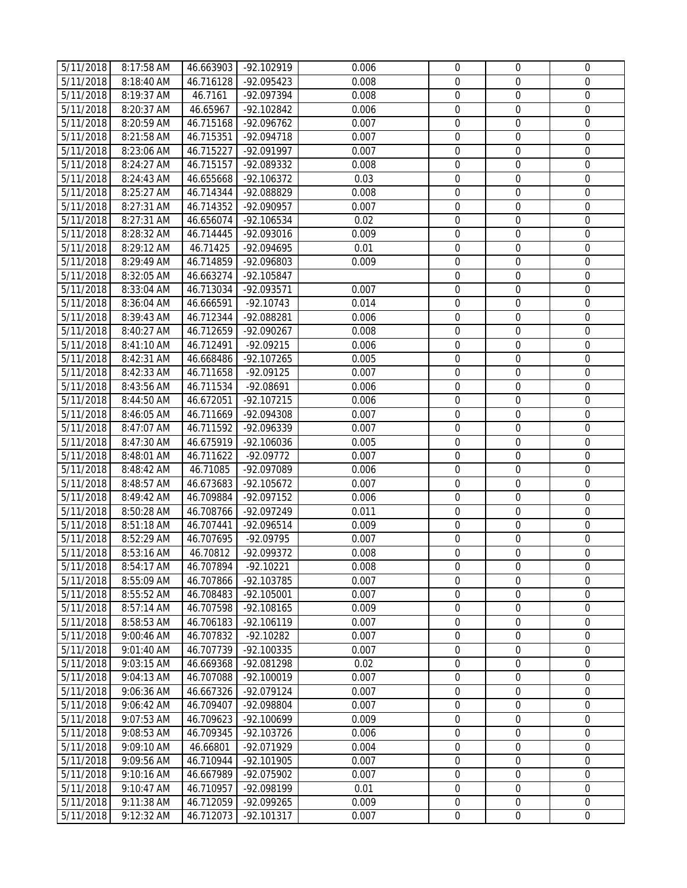| | | | | | | | |
|---|---|---|---|---|---|---|---|
| 5/11/2018 | 8:17:58 AM | 46.663903 | -92.102919 | 0.006 | 0 | 0 | 0 |
| 5/11/2018 | 8:18:40 AM | 46.716128 | -92.095423 | 0.008 | 0 | 0 | 0 |
| 5/11/2018 | 8:19:37 AM | 46.7161 | -92.097394 | 0.008 | 0 | 0 | 0 |
| 5/11/2018 | 8:20:37 AM | 46.65967 | -92.102842 | 0.006 | 0 | 0 | 0 |
| 5/11/2018 | 8:20:59 AM | 46.715168 | -92.096762 | 0.007 | 0 | 0 | 0 |
| 5/11/2018 | 8:21:58 AM | 46.715351 | -92.094718 | 0.007 | 0 | 0 | 0 |
| 5/11/2018 | 8:23:06 AM | 46.715227 | -92.091997 | 0.007 | 0 | 0 | 0 |
| 5/11/2018 | 8:24:27 AM | 46.715157 | -92.089332 | 0.008 | 0 | 0 | 0 |
| 5/11/2018 | 8:24:43 AM | 46.655668 | -92.106372 | 0.03 | 0 | 0 | 0 |
| 5/11/2018 | 8:25:27 AM | 46.714344 | -92.088829 | 0.008 | 0 | 0 | 0 |
| 5/11/2018 | 8:27:31 AM | 46.714352 | -92.090957 | 0.007 | 0 | 0 | 0 |
| 5/11/2018 | 8:27:31 AM | 46.656074 | -92.106534 | 0.02 | 0 | 0 | 0 |
| 5/11/2018 | 8:28:32 AM | 46.714445 | -92.093016 | 0.009 | 0 | 0 | 0 |
| 5/11/2018 | 8:29:12 AM | 46.71425 | -92.094695 | 0.01 | 0 | 0 | 0 |
| 5/11/2018 | 8:29:49 AM | 46.714859 | -92.096803 | 0.009 | 0 | 0 | 0 |
| 5/11/2018 | 8:32:05 AM | 46.663274 | -92.105847 | | 0 | 0 | 0 |
| 5/11/2018 | 8:33:04 AM | 46.713034 | -92.093571 | 0.007 | 0 | 0 | 0 |
| 5/11/2018 | 8:36:04 AM | 46.666591 | -92.10743 | 0.014 | 0 | 0 | 0 |
| 5/11/2018 | 8:39:43 AM | 46.712344 | -92.088281 | 0.006 | 0 | 0 | 0 |
| 5/11/2018 | 8:40:27 AM | 46.712659 | -92.090267 | 0.008 | 0 | 0 | 0 |
| 5/11/2018 | 8:41:10 AM | 46.712491 | -92.09215 | 0.006 | 0 | 0 | 0 |
| 5/11/2018 | 8:42:31 AM | 46.668486 | -92.107265 | 0.005 | 0 | 0 | 0 |
| 5/11/2018 | 8:42:33 AM | 46.711658 | -92.09125 | 0.007 | 0 | 0 | 0 |
| 5/11/2018 | 8:43:56 AM | 46.711534 | -92.08691 | 0.006 | 0 | 0 | 0 |
| 5/11/2018 | 8:44:50 AM | 46.672051 | -92.107215 | 0.006 | 0 | 0 | 0 |
| 5/11/2018 | 8:46:05 AM | 46.711669 | -92.094308 | 0.007 | 0 | 0 | 0 |
| 5/11/2018 | 8:47:07 AM | 46.711592 | -92.096339 | 0.007 | 0 | 0 | 0 |
| 5/11/2018 | 8:47:30 AM | 46.675919 | -92.106036 | 0.005 | 0 | 0 | 0 |
| 5/11/2018 | 8:48:01 AM | 46.711622 | -92.09772 | 0.007 | 0 | 0 | 0 |
| 5/11/2018 | 8:48:42 AM | 46.71085 | -92.097089 | 0.006 | 0 | 0 | 0 |
| 5/11/2018 | 8:48:57 AM | 46.673683 | -92.105672 | 0.007 | 0 | 0 | 0 |
| 5/11/2018 | 8:49:42 AM | 46.709884 | -92.097152 | 0.006 | 0 | 0 | 0 |
| 5/11/2018 | 8:50:28 AM | 46.708766 | -92.097249 | 0.011 | 0 | 0 | 0 |
| 5/11/2018 | 8:51:18 AM | 46.707441 | -92.096514 | 0.009 | 0 | 0 | 0 |
| 5/11/2018 | 8:52:29 AM | 46.707695 | -92.09795 | 0.007 | 0 | 0 | 0 |
| 5/11/2018 | 8:53:16 AM | 46.70812 | -92.099372 | 0.008 | 0 | 0 | 0 |
| 5/11/2018 | 8:54:17 AM | 46.707894 | -92.10221 | 0.008 | 0 | 0 | 0 |
| 5/11/2018 | 8:55:09 AM | 46.707866 | -92.103785 | 0.007 | 0 | 0 | 0 |
| 5/11/2018 | 8:55:52 AM | 46.708483 | -92.105001 | 0.007 | 0 | 0 | 0 |
| 5/11/2018 | 8:57:14 AM | 46.707598 | -92.108165 | 0.009 | 0 | 0 | 0 |
| 5/11/2018 | 8:58:53 AM | 46.706183 | -92.106119 | 0.007 | 0 | 0 | 0 |
| 5/11/2018 | 9:00:46 AM | 46.707832 | -92.10282 | 0.007 | 0 | 0 | 0 |
| 5/11/2018 | 9:01:40 AM | 46.707739 | -92.100335 | 0.007 | 0 | 0 | 0 |
| 5/11/2018 | 9:03:15 AM | 46.669368 | -92.081298 | 0.02 | 0 | 0 | 0 |
| 5/11/2018 | 9:04:13 AM | 46.707088 | -92.100019 | 0.007 | 0 | 0 | 0 |
| 5/11/2018 | 9:06:36 AM | 46.667326 | -92.079124 | 0.007 | 0 | 0 | 0 |
| 5/11/2018 | 9:06:42 AM | 46.709407 | -92.098804 | 0.007 | 0 | 0 | 0 |
| 5/11/2018 | 9:07:53 AM | 46.709623 | -92.100699 | 0.009 | 0 | 0 | 0 |
| 5/11/2018 | 9:08:53 AM | 46.709345 | -92.103726 | 0.006 | 0 | 0 | 0 |
| 5/11/2018 | 9:09:10 AM | 46.66801 | -92.071929 | 0.004 | 0 | 0 | 0 |
| 5/11/2018 | 9:09:56 AM | 46.710944 | -92.101905 | 0.007 | 0 | 0 | 0 |
| 5/11/2018 | 9:10:16 AM | 46.667989 | -92.075902 | 0.007 | 0 | 0 | 0 |
| 5/11/2018 | 9:10:47 AM | 46.710957 | -92.098199 | 0.01 | 0 | 0 | 0 |
| 5/11/2018 | 9:11:38 AM | 46.712059 | -92.099265 | 0.009 | 0 | 0 | 0 |
| 5/11/2018 | 9:12:32 AM | 46.712073 | -92.101317 | 0.007 | 0 | 0 | 0 |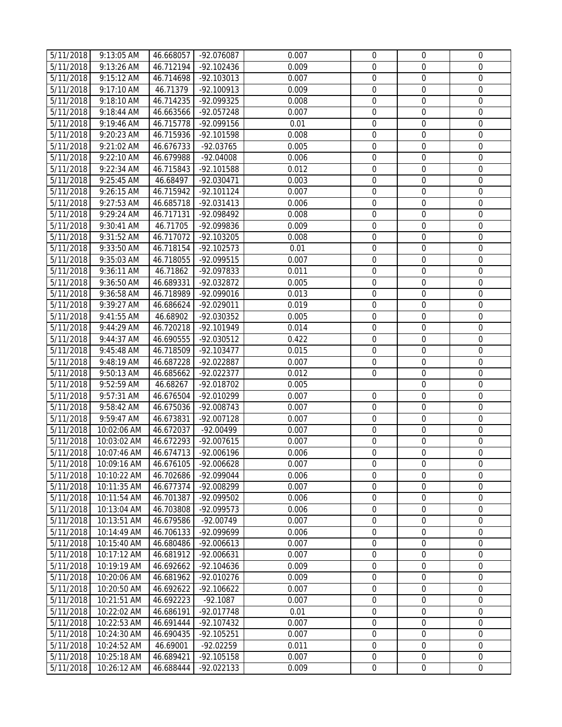| | | | | | | | |
|---|---|---|---|---|---|---|---|
| 5/11/2018 | 9:13:05 AM | 46.668057 | -92.076087 | 0.007 | 0 | 0 | 0 |
| 5/11/2018 | 9:13:26 AM | 46.712194 | -92.102436 | 0.009 | 0 | 0 | 0 |
| 5/11/2018 | 9:15:12 AM | 46.714698 | -92.103013 | 0.007 | 0 | 0 | 0 |
| 5/11/2018 | 9:17:10 AM | 46.71379 | -92.100913 | 0.009 | 0 | 0 | 0 |
| 5/11/2018 | 9:18:10 AM | 46.714235 | -92.099325 | 0.008 | 0 | 0 | 0 |
| 5/11/2018 | 9:18:44 AM | 46.663566 | -92.057248 | 0.007 | 0 | 0 | 0 |
| 5/11/2018 | 9:19:46 AM | 46.715778 | -92.099156 | 0.01 | 0 | 0 | 0 |
| 5/11/2018 | 9:20:23 AM | 46.715936 | -92.101598 | 0.008 | 0 | 0 | 0 |
| 5/11/2018 | 9:21:02 AM | 46.676733 | -92.03765 | 0.005 | 0 | 0 | 0 |
| 5/11/2018 | 9:22:10 AM | 46.679988 | -92.04008 | 0.006 | 0 | 0 | 0 |
| 5/11/2018 | 9:22:34 AM | 46.715843 | -92.101588 | 0.012 | 0 | 0 | 0 |
| 5/11/2018 | 9:25:45 AM | 46.68497 | -92.030471 | 0.003 | 0 | 0 | 0 |
| 5/11/2018 | 9:26:15 AM | 46.715942 | -92.101124 | 0.007 | 0 | 0 | 0 |
| 5/11/2018 | 9:27:53 AM | 46.685718 | -92.031413 | 0.006 | 0 | 0 | 0 |
| 5/11/2018 | 9:29:24 AM | 46.717131 | -92.098492 | 0.008 | 0 | 0 | 0 |
| 5/11/2018 | 9:30:41 AM | 46.71705 | -92.099836 | 0.009 | 0 | 0 | 0 |
| 5/11/2018 | 9:31:52 AM | 46.717072 | -92.103205 | 0.008 | 0 | 0 | 0 |
| 5/11/2018 | 9:33:50 AM | 46.718154 | -92.102573 | 0.01 | 0 | 0 | 0 |
| 5/11/2018 | 9:35:03 AM | 46.718055 | -92.099515 | 0.007 | 0 | 0 | 0 |
| 5/11/2018 | 9:36:11 AM | 46.71862 | -92.097833 | 0.011 | 0 | 0 | 0 |
| 5/11/2018 | 9:36:50 AM | 46.689331 | -92.032872 | 0.005 | 0 | 0 | 0 |
| 5/11/2018 | 9:36:58 AM | 46.718989 | -92.099016 | 0.013 | 0 | 0 | 0 |
| 5/11/2018 | 9:39:27 AM | 46.686624 | -92.029011 | 0.019 | 0 | 0 | 0 |
| 5/11/2018 | 9:41:55 AM | 46.68902 | -92.030352 | 0.005 | 0 | 0 | 0 |
| 5/11/2018 | 9:44:29 AM | 46.720218 | -92.101949 | 0.014 | 0 | 0 | 0 |
| 5/11/2018 | 9:44:37 AM | 46.690555 | -92.030512 | 0.422 | 0 | 0 | 0 |
| 5/11/2018 | 9:45:48 AM | 46.718509 | -92.103477 | 0.015 | 0 | 0 | 0 |
| 5/11/2018 | 9:48:19 AM | 46.687228 | -92.022887 | 0.007 | 0 | 0 | 0 |
| 5/11/2018 | 9:50:13 AM | 46.685662 | -92.022377 | 0.012 | 0 | 0 | 0 |
| 5/11/2018 | 9:52:59 AM | 46.68267 | -92.018702 | 0.005 | | 0 | 0 |
| 5/11/2018 | 9:57:31 AM | 46.676504 | -92.010299 | 0.007 | 0 | 0 | 0 |
| 5/11/2018 | 9:58:42 AM | 46.675036 | -92.008743 | 0.007 | 0 | 0 | 0 |
| 5/11/2018 | 9:59:47 AM | 46.673831 | -92.007128 | 0.007 | 0 | 0 | 0 |
| 5/11/2018 | 10:02:06 AM | 46.672037 | -92.00499 | 0.007 | 0 | 0 | 0 |
| 5/11/2018 | 10:03:02 AM | 46.672293 | -92.007615 | 0.007 | 0 | 0 | 0 |
| 5/11/2018 | 10:07:46 AM | 46.674713 | -92.006196 | 0.006 | 0 | 0 | 0 |
| 5/11/2018 | 10:09:16 AM | 46.676105 | -92.006628 | 0.007 | 0 | 0 | 0 |
| 5/11/2018 | 10:10:22 AM | 46.702686 | -92.099044 | 0.006 | 0 | 0 | 0 |
| 5/11/2018 | 10:11:35 AM | 46.677374 | -92.008299 | 0.007 | 0 | 0 | 0 |
| 5/11/2018 | 10:11:54 AM | 46.701387 | -92.099502 | 0.006 | 0 | 0 | 0 |
| 5/11/2018 | 10:13:04 AM | 46.703808 | -92.099573 | 0.006 | 0 | 0 | 0 |
| 5/11/2018 | 10:13:51 AM | 46.679586 | -92.00749 | 0.007 | 0 | 0 | 0 |
| 5/11/2018 | 10:14:49 AM | 46.706133 | -92.099699 | 0.006 | 0 | 0 | 0 |
| 5/11/2018 | 10:15:40 AM | 46.680486 | -92.006613 | 0.007 | 0 | 0 | 0 |
| 5/11/2018 | 10:17:12 AM | 46.681912 | -92.006631 | 0.007 | 0 | 0 | 0 |
| 5/11/2018 | 10:19:19 AM | 46.692662 | -92.104636 | 0.009 | 0 | 0 | 0 |
| 5/11/2018 | 10:20:06 AM | 46.681962 | -92.010276 | 0.009 | 0 | 0 | 0 |
| 5/11/2018 | 10:20:50 AM | 46.692622 | -92.106622 | 0.007 | 0 | 0 | 0 |
| 5/11/2018 | 10:21:51 AM | 46.692223 | -92.1087 | 0.007 | 0 | 0 | 0 |
| 5/11/2018 | 10:22:02 AM | 46.686191 | -92.017748 | 0.01 | 0 | 0 | 0 |
| 5/11/2018 | 10:22:53 AM | 46.691444 | -92.107432 | 0.007 | 0 | 0 | 0 |
| 5/11/2018 | 10:24:30 AM | 46.690435 | -92.105251 | 0.007 | 0 | 0 | 0 |
| 5/11/2018 | 10:24:52 AM | 46.69001 | -92.02259 | 0.011 | 0 | 0 | 0 |
| 5/11/2018 | 10:25:18 AM | 46.689421 | -92.105158 | 0.007 | 0 | 0 | 0 |
| 5/11/2018 | 10:26:12 AM | 46.688444 | -92.022133 | 0.009 | 0 | 0 | 0 |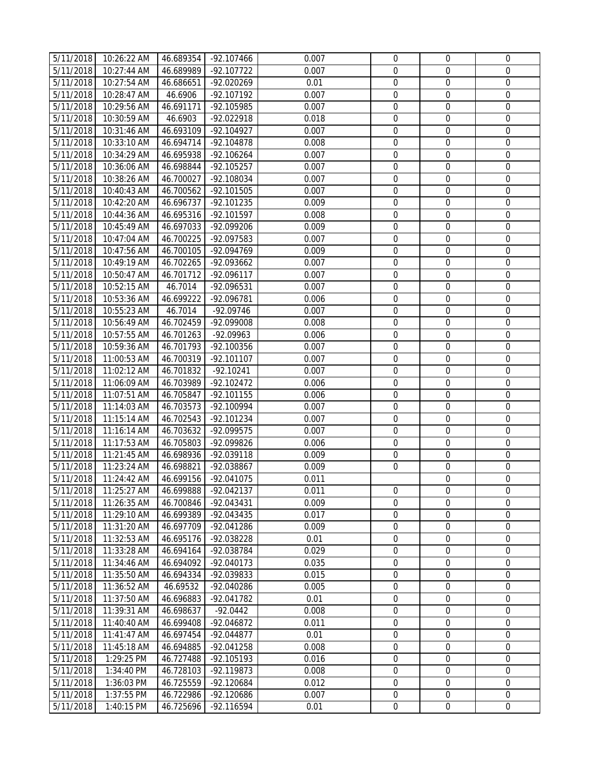| | | | | | | | |
|---|---|---|---|---|---|---|---|
| 5/11/2018 | 10:26:22 AM | 46.689354 | -92.107466 | 0.007 | 0 | 0 | 0 |
| 5/11/2018 | 10:27:44 AM | 46.689989 | -92.107722 | 0.007 | 0 | 0 | 0 |
| 5/11/2018 | 10:27:54 AM | 46.686651 | -92.020269 | 0.01 | 0 | 0 | 0 |
| 5/11/2018 | 10:28:47 AM | 46.6906 | -92.107192 | 0.007 | 0 | 0 | 0 |
| 5/11/2018 | 10:29:56 AM | 46.691171 | -92.105985 | 0.007 | 0 | 0 | 0 |
| 5/11/2018 | 10:30:59 AM | 46.6903 | -92.022918 | 0.018 | 0 | 0 | 0 |
| 5/11/2018 | 10:31:46 AM | 46.693109 | -92.104927 | 0.007 | 0 | 0 | 0 |
| 5/11/2018 | 10:33:10 AM | 46.694714 | -92.104878 | 0.008 | 0 | 0 | 0 |
| 5/11/2018 | 10:34:29 AM | 46.695938 | -92.106264 | 0.007 | 0 | 0 | 0 |
| 5/11/2018 | 10:36:06 AM | 46.698844 | -92.105257 | 0.007 | 0 | 0 | 0 |
| 5/11/2018 | 10:38:26 AM | 46.700027 | -92.108034 | 0.007 | 0 | 0 | 0 |
| 5/11/2018 | 10:40:43 AM | 46.700562 | -92.101505 | 0.007 | 0 | 0 | 0 |
| 5/11/2018 | 10:42:20 AM | 46.696737 | -92.101235 | 0.009 | 0 | 0 | 0 |
| 5/11/2018 | 10:44:36 AM | 46.695316 | -92.101597 | 0.008 | 0 | 0 | 0 |
| 5/11/2018 | 10:45:49 AM | 46.697033 | -92.099206 | 0.009 | 0 | 0 | 0 |
| 5/11/2018 | 10:47:04 AM | 46.700225 | -92.097583 | 0.007 | 0 | 0 | 0 |
| 5/11/2018 | 10:47:56 AM | 46.700105 | -92.094769 | 0.009 | 0 | 0 | 0 |
| 5/11/2018 | 10:49:19 AM | 46.702265 | -92.093662 | 0.007 | 0 | 0 | 0 |
| 5/11/2018 | 10:50:47 AM | 46.701712 | -92.096117 | 0.007 | 0 | 0 | 0 |
| 5/11/2018 | 10:52:15 AM | 46.7014 | -92.096531 | 0.007 | 0 | 0 | 0 |
| 5/11/2018 | 10:53:36 AM | 46.699222 | -92.096781 | 0.006 | 0 | 0 | 0 |
| 5/11/2018 | 10:55:23 AM | 46.7014 | -92.09746 | 0.007 | 0 | 0 | 0 |
| 5/11/2018 | 10:56:49 AM | 46.702459 | -92.099008 | 0.008 | 0 | 0 | 0 |
| 5/11/2018 | 10:57:55 AM | 46.701263 | -92.09963 | 0.006 | 0 | 0 | 0 |
| 5/11/2018 | 10:59:36 AM | 46.701793 | -92.100356 | 0.007 | 0 | 0 | 0 |
| 5/11/2018 | 11:00:53 AM | 46.700319 | -92.101107 | 0.007 | 0 | 0 | 0 |
| 5/11/2018 | 11:02:12 AM | 46.701832 | -92.10241 | 0.007 | 0 | 0 | 0 |
| 5/11/2018 | 11:06:09 AM | 46.703989 | -92.102472 | 0.006 | 0 | 0 | 0 |
| 5/11/2018 | 11:07:51 AM | 46.705847 | -92.101155 | 0.006 | 0 | 0 | 0 |
| 5/11/2018 | 11:14:03 AM | 46.703573 | -92.100994 | 0.007 | 0 | 0 | 0 |
| 5/11/2018 | 11:15:14 AM | 46.702543 | -92.101234 | 0.007 | 0 | 0 | 0 |
| 5/11/2018 | 11:16:14 AM | 46.703632 | -92.099575 | 0.007 | 0 | 0 | 0 |
| 5/11/2018 | 11:17:53 AM | 46.705803 | -92.099826 | 0.006 | 0 | 0 | 0 |
| 5/11/2018 | 11:21:45 AM | 46.698936 | -92.039118 | 0.009 | 0 | 0 | 0 |
| 5/11/2018 | 11:23:24 AM | 46.698821 | -92.038867 | 0.009 | 0 | 0 | 0 |
| 5/11/2018 | 11:24:42 AM | 46.699156 | -92.041075 | 0.011 | | 0 | 0 |
| 5/11/2018 | 11:25:27 AM | 46.699888 | -92.042137 | 0.011 | 0 | 0 | 0 |
| 5/11/2018 | 11:26:35 AM | 46.700846 | -92.043431 | 0.009 | 0 | 0 | 0 |
| 5/11/2018 | 11:29:10 AM | 46.699389 | -92.043435 | 0.017 | 0 | 0 | 0 |
| 5/11/2018 | 11:31:20 AM | 46.697709 | -92.041286 | 0.009 | 0 | 0 | 0 |
| 5/11/2018 | 11:32:53 AM | 46.695176 | -92.038228 | 0.01 | 0 | 0 | 0 |
| 5/11/2018 | 11:33:28 AM | 46.694164 | -92.038784 | 0.029 | 0 | 0 | 0 |
| 5/11/2018 | 11:34:46 AM | 46.694092 | -92.040173 | 0.035 | 0 | 0 | 0 |
| 5/11/2018 | 11:35:50 AM | 46.694334 | -92.039833 | 0.015 | 0 | 0 | 0 |
| 5/11/2018 | 11:36:52 AM | 46.69532 | -92.040286 | 0.005 | 0 | 0 | 0 |
| 5/11/2018 | 11:37:50 AM | 46.696883 | -92.041782 | 0.01 | 0 | 0 | 0 |
| 5/11/2018 | 11:39:31 AM | 46.698637 | -92.0442 | 0.008 | 0 | 0 | 0 |
| 5/11/2018 | 11:40:40 AM | 46.699408 | -92.046872 | 0.011 | 0 | 0 | 0 |
| 5/11/2018 | 11:41:47 AM | 46.697454 | -92.044877 | 0.01 | 0 | 0 | 0 |
| 5/11/2018 | 11:45:18 AM | 46.694885 | -92.041258 | 0.008 | 0 | 0 | 0 |
| 5/11/2018 | 1:29:25 PM | 46.727488 | -92.105193 | 0.016 | 0 | 0 | 0 |
| 5/11/2018 | 1:34:40 PM | 46.728103 | -92.119873 | 0.008 | 0 | 0 | 0 |
| 5/11/2018 | 1:36:03 PM | 46.725559 | -92.120684 | 0.012 | 0 | 0 | 0 |
| 5/11/2018 | 1:37:55 PM | 46.722986 | -92.120686 | 0.007 | 0 | 0 | 0 |
| 5/11/2018 | 1:40:15 PM | 46.725696 | -92.116594 | 0.01 | 0 | 0 | 0 |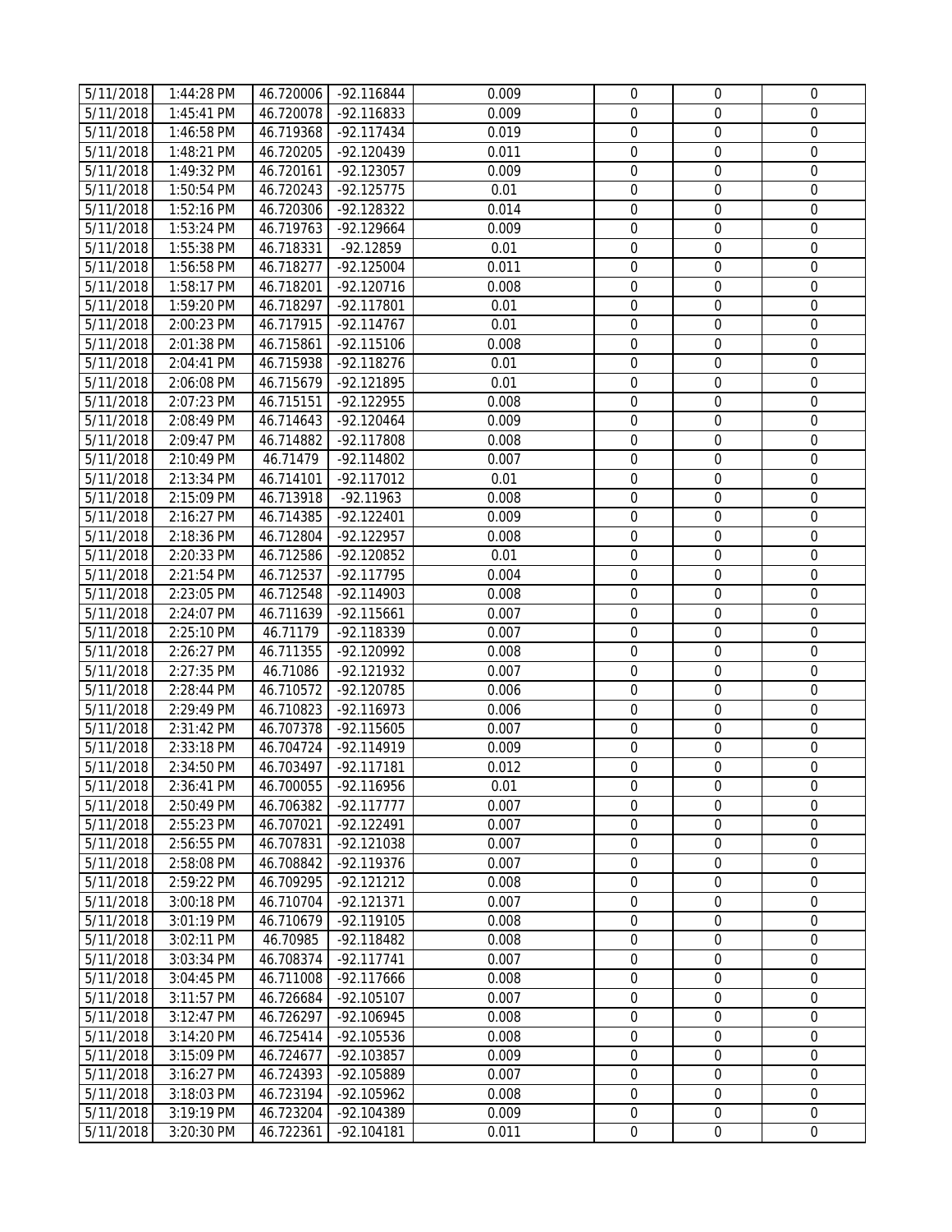| 5/11/2018 | 1:44:28 PM | 46.720006 | -92.116844 | 0.009 | 0 | 0 | 0 |
|---|---|---|---|---|---|---|---|
| 5/11/2018 | 1:45:41 PM | 46.720078 | -92.116833 | 0.009 | 0 | 0 | 0 |
| 5/11/2018 | 1:46:58 PM | 46.719368 | -92.117434 | 0.019 | 0 | 0 | 0 |
| 5/11/2018 | 1:48:21 PM | 46.720205 | -92.120439 | 0.011 | 0 | 0 | 0 |
| 5/11/2018 | 1:49:32 PM | 46.720161 | -92.123057 | 0.009 | 0 | 0 | 0 |
| 5/11/2018 | 1:50:54 PM | 46.720243 | -92.125775 | 0.01 | 0 | 0 | 0 |
| 5/11/2018 | 1:52:16 PM | 46.720306 | -92.128322 | 0.014 | 0 | 0 | 0 |
| 5/11/2018 | 1:53:24 PM | 46.719763 | -92.129664 | 0.009 | 0 | 0 | 0 |
| 5/11/2018 | 1:55:38 PM | 46.718331 | -92.12859 | 0.01 | 0 | 0 | 0 |
| 5/11/2018 | 1:56:58 PM | 46.718277 | -92.125004 | 0.011 | 0 | 0 | 0 |
| 5/11/2018 | 1:58:17 PM | 46.718201 | -92.120716 | 0.008 | 0 | 0 | 0 |
| 5/11/2018 | 1:59:20 PM | 46.718297 | -92.117801 | 0.01 | 0 | 0 | 0 |
| 5/11/2018 | 2:00:23 PM | 46.717915 | -92.114767 | 0.01 | 0 | 0 | 0 |
| 5/11/2018 | 2:01:38 PM | 46.715861 | -92.115106 | 0.008 | 0 | 0 | 0 |
| 5/11/2018 | 2:04:41 PM | 46.715938 | -92.118276 | 0.01 | 0 | 0 | 0 |
| 5/11/2018 | 2:06:08 PM | 46.715679 | -92.121895 | 0.01 | 0 | 0 | 0 |
| 5/11/2018 | 2:07:23 PM | 46.715151 | -92.122955 | 0.008 | 0 | 0 | 0 |
| 5/11/2018 | 2:08:49 PM | 46.714643 | -92.120464 | 0.009 | 0 | 0 | 0 |
| 5/11/2018 | 2:09:47 PM | 46.714882 | -92.117808 | 0.008 | 0 | 0 | 0 |
| 5/11/2018 | 2:10:49 PM | 46.71479 | -92.114802 | 0.007 | 0 | 0 | 0 |
| 5/11/2018 | 2:13:34 PM | 46.714101 | -92.117012 | 0.01 | 0 | 0 | 0 |
| 5/11/2018 | 2:15:09 PM | 46.713918 | -92.11963 | 0.008 | 0 | 0 | 0 |
| 5/11/2018 | 2:16:27 PM | 46.714385 | -92.122401 | 0.009 | 0 | 0 | 0 |
| 5/11/2018 | 2:18:36 PM | 46.712804 | -92.122957 | 0.008 | 0 | 0 | 0 |
| 5/11/2018 | 2:20:33 PM | 46.712586 | -92.120852 | 0.01 | 0 | 0 | 0 |
| 5/11/2018 | 2:21:54 PM | 46.712537 | -92.117795 | 0.004 | 0 | 0 | 0 |
| 5/11/2018 | 2:23:05 PM | 46.712548 | -92.114903 | 0.008 | 0 | 0 | 0 |
| 5/11/2018 | 2:24:07 PM | 46.711639 | -92.115661 | 0.007 | 0 | 0 | 0 |
| 5/11/2018 | 2:25:10 PM | 46.71179 | -92.118339 | 0.007 | 0 | 0 | 0 |
| 5/11/2018 | 2:26:27 PM | 46.711355 | -92.120992 | 0.008 | 0 | 0 | 0 |
| 5/11/2018 | 2:27:35 PM | 46.71086 | -92.121932 | 0.007 | 0 | 0 | 0 |
| 5/11/2018 | 2:28:44 PM | 46.710572 | -92.120785 | 0.006 | 0 | 0 | 0 |
| 5/11/2018 | 2:29:49 PM | 46.710823 | -92.116973 | 0.006 | 0 | 0 | 0 |
| 5/11/2018 | 2:31:42 PM | 46.707378 | -92.115605 | 0.007 | 0 | 0 | 0 |
| 5/11/2018 | 2:33:18 PM | 46.704724 | -92.114919 | 0.009 | 0 | 0 | 0 |
| 5/11/2018 | 2:34:50 PM | 46.703497 | -92.117181 | 0.012 | 0 | 0 | 0 |
| 5/11/2018 | 2:36:41 PM | 46.700055 | -92.116956 | 0.01 | 0 | 0 | 0 |
| 5/11/2018 | 2:50:49 PM | 46.706382 | -92.117777 | 0.007 | 0 | 0 | 0 |
| 5/11/2018 | 2:55:23 PM | 46.707021 | -92.122491 | 0.007 | 0 | 0 | 0 |
| 5/11/2018 | 2:56:55 PM | 46.707831 | -92.121038 | 0.007 | 0 | 0 | 0 |
| 5/11/2018 | 2:58:08 PM | 46.708842 | -92.119376 | 0.007 | 0 | 0 | 0 |
| 5/11/2018 | 2:59:22 PM | 46.709295 | -92.121212 | 0.008 | 0 | 0 | 0 |
| 5/11/2018 | 3:00:18 PM | 46.710704 | -92.121371 | 0.007 | 0 | 0 | 0 |
| 5/11/2018 | 3:01:19 PM | 46.710679 | -92.119105 | 0.008 | 0 | 0 | 0 |
| 5/11/2018 | 3:02:11 PM | 46.70985 | -92.118482 | 0.008 | 0 | 0 | 0 |
| 5/11/2018 | 3:03:34 PM | 46.708374 | -92.117741 | 0.007 | 0 | 0 | 0 |
| 5/11/2018 | 3:04:45 PM | 46.711008 | -92.117666 | 0.008 | 0 | 0 | 0 |
| 5/11/2018 | 3:11:57 PM | 46.726684 | -92.105107 | 0.007 | 0 | 0 | 0 |
| 5/11/2018 | 3:12:47 PM | 46.726297 | -92.106945 | 0.008 | 0 | 0 | 0 |
| 5/11/2018 | 3:14:20 PM | 46.725414 | -92.105536 | 0.008 | 0 | 0 | 0 |
| 5/11/2018 | 3:15:09 PM | 46.724677 | -92.103857 | 0.009 | 0 | 0 | 0 |
| 5/11/2018 | 3:16:27 PM | 46.724393 | -92.105889 | 0.007 | 0 | 0 | 0 |
| 5/11/2018 | 3:18:03 PM | 46.723194 | -92.105962 | 0.008 | 0 | 0 | 0 |
| 5/11/2018 | 3:19:19 PM | 46.723204 | -92.104389 | 0.009 | 0 | 0 | 0 |
| 5/11/2018 | 3:20:30 PM | 46.722361 | -92.104181 | 0.011 | 0 | 0 | 0 |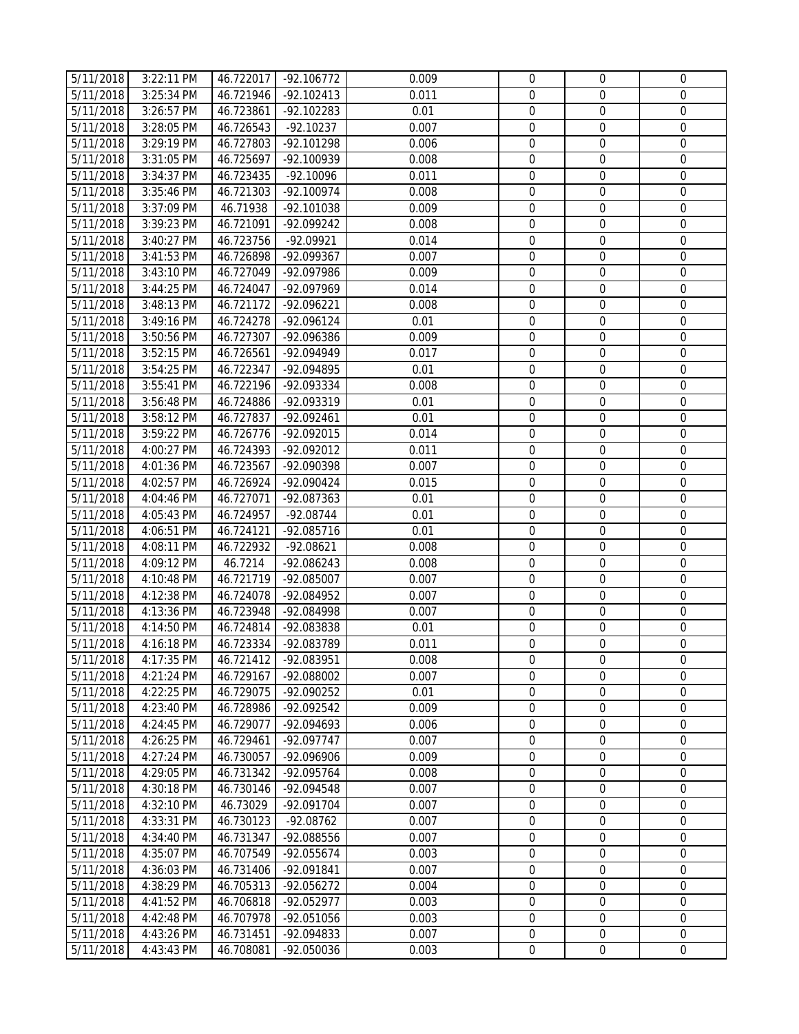| 5/11/2018 | 3:22:11 PM | 46.722017 | -92.106772 | 0.009 | 0 | 0 | 0 |
|---|---|---|---|---|---|---|---|
| 5/11/2018 | 3:25:34 PM | 46.721946 | -92.102413 | 0.011 | 0 | 0 | 0 |
| 5/11/2018 | 3:26:57 PM | 46.723861 | -92.102283 | 0.01 | 0 | 0 | 0 |
| 5/11/2018 | 3:28:05 PM | 46.726543 | -92.10237 | 0.007 | 0 | 0 | 0 |
| 5/11/2018 | 3:29:19 PM | 46.727803 | -92.101298 | 0.006 | 0 | 0 | 0 |
| 5/11/2018 | 3:31:05 PM | 46.725697 | -92.100939 | 0.008 | 0 | 0 | 0 |
| 5/11/2018 | 3:34:37 PM | 46.723435 | -92.10096 | 0.011 | 0 | 0 | 0 |
| 5/11/2018 | 3:35:46 PM | 46.721303 | -92.100974 | 0.008 | 0 | 0 | 0 |
| 5/11/2018 | 3:37:09 PM | 46.71938 | -92.101038 | 0.009 | 0 | 0 | 0 |
| 5/11/2018 | 3:39:23 PM | 46.721091 | -92.099242 | 0.008 | 0 | 0 | 0 |
| 5/11/2018 | 3:40:27 PM | 46.723756 | -92.09921 | 0.014 | 0 | 0 | 0 |
| 5/11/2018 | 3:41:53 PM | 46.726898 | -92.099367 | 0.007 | 0 | 0 | 0 |
| 5/11/2018 | 3:43:10 PM | 46.727049 | -92.097986 | 0.009 | 0 | 0 | 0 |
| 5/11/2018 | 3:44:25 PM | 46.724047 | -92.097969 | 0.014 | 0 | 0 | 0 |
| 5/11/2018 | 3:48:13 PM | 46.721172 | -92.096221 | 0.008 | 0 | 0 | 0 |
| 5/11/2018 | 3:49:16 PM | 46.724278 | -92.096124 | 0.01 | 0 | 0 | 0 |
| 5/11/2018 | 3:50:56 PM | 46.727307 | -92.096386 | 0.009 | 0 | 0 | 0 |
| 5/11/2018 | 3:52:15 PM | 46.726561 | -92.094949 | 0.017 | 0 | 0 | 0 |
| 5/11/2018 | 3:54:25 PM | 46.722347 | -92.094895 | 0.01 | 0 | 0 | 0 |
| 5/11/2018 | 3:55:41 PM | 46.722196 | -92.093334 | 0.008 | 0 | 0 | 0 |
| 5/11/2018 | 3:56:48 PM | 46.724886 | -92.093319 | 0.01 | 0 | 0 | 0 |
| 5/11/2018 | 3:58:12 PM | 46.727837 | -92.092461 | 0.01 | 0 | 0 | 0 |
| 5/11/2018 | 3:59:22 PM | 46.726776 | -92.092015 | 0.014 | 0 | 0 | 0 |
| 5/11/2018 | 4:00:27 PM | 46.724393 | -92.092012 | 0.011 | 0 | 0 | 0 |
| 5/11/2018 | 4:01:36 PM | 46.723567 | -92.090398 | 0.007 | 0 | 0 | 0 |
| 5/11/2018 | 4:02:57 PM | 46.726924 | -92.090424 | 0.015 | 0 | 0 | 0 |
| 5/11/2018 | 4:04:46 PM | 46.727071 | -92.087363 | 0.01 | 0 | 0 | 0 |
| 5/11/2018 | 4:05:43 PM | 46.724957 | -92.08744 | 0.01 | 0 | 0 | 0 |
| 5/11/2018 | 4:06:51 PM | 46.724121 | -92.085716 | 0.01 | 0 | 0 | 0 |
| 5/11/2018 | 4:08:11 PM | 46.722932 | -92.08621 | 0.008 | 0 | 0 | 0 |
| 5/11/2018 | 4:09:12 PM | 46.7214 | -92.086243 | 0.008 | 0 | 0 | 0 |
| 5/11/2018 | 4:10:48 PM | 46.721719 | -92.085007 | 0.007 | 0 | 0 | 0 |
| 5/11/2018 | 4:12:38 PM | 46.724078 | -92.084952 | 0.007 | 0 | 0 | 0 |
| 5/11/2018 | 4:13:36 PM | 46.723948 | -92.084998 | 0.007 | 0 | 0 | 0 |
| 5/11/2018 | 4:14:50 PM | 46.724814 | -92.083838 | 0.01 | 0 | 0 | 0 |
| 5/11/2018 | 4:16:18 PM | 46.723334 | -92.083789 | 0.011 | 0 | 0 | 0 |
| 5/11/2018 | 4:17:35 PM | 46.721412 | -92.083951 | 0.008 | 0 | 0 | 0 |
| 5/11/2018 | 4:21:24 PM | 46.729167 | -92.088002 | 0.007 | 0 | 0 | 0 |
| 5/11/2018 | 4:22:25 PM | 46.729075 | -92.090252 | 0.01 | 0 | 0 | 0 |
| 5/11/2018 | 4:23:40 PM | 46.728986 | -92.092542 | 0.009 | 0 | 0 | 0 |
| 5/11/2018 | 4:24:45 PM | 46.729077 | -92.094693 | 0.006 | 0 | 0 | 0 |
| 5/11/2018 | 4:26:25 PM | 46.729461 | -92.097747 | 0.007 | 0 | 0 | 0 |
| 5/11/2018 | 4:27:24 PM | 46.730057 | -92.096906 | 0.009 | 0 | 0 | 0 |
| 5/11/2018 | 4:29:05 PM | 46.731342 | -92.095764 | 0.008 | 0 | 0 | 0 |
| 5/11/2018 | 4:30:18 PM | 46.730146 | -92.094548 | 0.007 | 0 | 0 | 0 |
| 5/11/2018 | 4:32:10 PM | 46.73029 | -92.091704 | 0.007 | 0 | 0 | 0 |
| 5/11/2018 | 4:33:31 PM | 46.730123 | -92.08762 | 0.007 | 0 | 0 | 0 |
| 5/11/2018 | 4:34:40 PM | 46.731347 | -92.088556 | 0.007 | 0 | 0 | 0 |
| 5/11/2018 | 4:35:07 PM | 46.707549 | -92.055674 | 0.003 | 0 | 0 | 0 |
| 5/11/2018 | 4:36:03 PM | 46.731406 | -92.091841 | 0.007 | 0 | 0 | 0 |
| 5/11/2018 | 4:38:29 PM | 46.705313 | -92.056272 | 0.004 | 0 | 0 | 0 |
| 5/11/2018 | 4:41:52 PM | 46.706818 | -92.052977 | 0.003 | 0 | 0 | 0 |
| 5/11/2018 | 4:42:48 PM | 46.707978 | -92.051056 | 0.003 | 0 | 0 | 0 |
| 5/11/2018 | 4:43:26 PM | 46.731451 | -92.094833 | 0.007 | 0 | 0 | 0 |
| 5/11/2018 | 4:43:43 PM | 46.708081 | -92.050036 | 0.003 | 0 | 0 | 0 |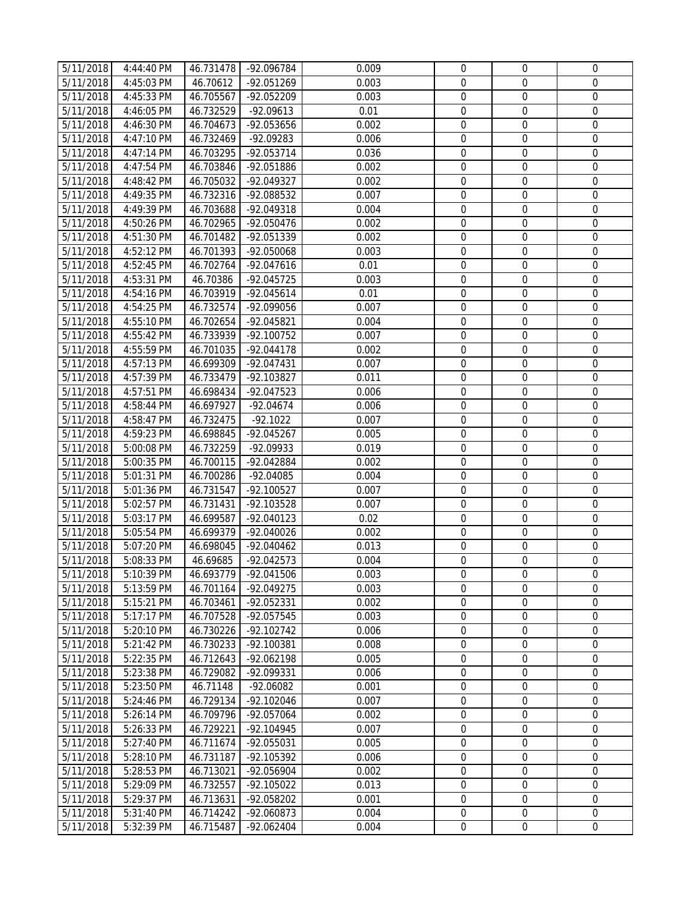| 5/11/2018 | 4:44:40 PM | 46.731478 | -92.096784 | 0.009 | 0 | 0 | 0 |
|---|---|---|---|---|---|---|---|
| 5/11/2018 | 4:45:03 PM | 46.70612 | -92.051269 | 0.003 | 0 | 0 | 0 |
| 5/11/2018 | 4:45:33 PM | 46.705567 | -92.052209 | 0.003 | 0 | 0 | 0 |
| 5/11/2018 | 4:46:05 PM | 46.732529 | -92.09613 | 0.01 | 0 | 0 | 0 |
| 5/11/2018 | 4:46:30 PM | 46.704673 | -92.053656 | 0.002 | 0 | 0 | 0 |
| 5/11/2018 | 4:47:10 PM | 46.732469 | -92.09283 | 0.006 | 0 | 0 | 0 |
| 5/11/2018 | 4:47:14 PM | 46.703295 | -92.053714 | 0.036 | 0 | 0 | 0 |
| 5/11/2018 | 4:47:54 PM | 46.703846 | -92.051886 | 0.002 | 0 | 0 | 0 |
| 5/11/2018 | 4:48:42 PM | 46.705032 | -92.049327 | 0.002 | 0 | 0 | 0 |
| 5/11/2018 | 4:49:35 PM | 46.732316 | -92.088532 | 0.007 | 0 | 0 | 0 |
| 5/11/2018 | 4:49:39 PM | 46.703688 | -92.049318 | 0.004 | 0 | 0 | 0 |
| 5/11/2018 | 4:50:26 PM | 46.702965 | -92.050476 | 0.002 | 0 | 0 | 0 |
| 5/11/2018 | 4:51:30 PM | 46.701482 | -92.051339 | 0.002 | 0 | 0 | 0 |
| 5/11/2018 | 4:52:12 PM | 46.701393 | -92.050068 | 0.003 | 0 | 0 | 0 |
| 5/11/2018 | 4:52:45 PM | 46.702764 | -92.047616 | 0.01 | 0 | 0 | 0 |
| 5/11/2018 | 4:53:31 PM | 46.70386 | -92.045725 | 0.003 | 0 | 0 | 0 |
| 5/11/2018 | 4:54:16 PM | 46.703919 | -92.045614 | 0.01 | 0 | 0 | 0 |
| 5/11/2018 | 4:54:25 PM | 46.732574 | -92.099056 | 0.007 | 0 | 0 | 0 |
| 5/11/2018 | 4:55:10 PM | 46.702654 | -92.045821 | 0.004 | 0 | 0 | 0 |
| 5/11/2018 | 4:55:42 PM | 46.733939 | -92.100752 | 0.007 | 0 | 0 | 0 |
| 5/11/2018 | 4:55:59 PM | 46.701035 | -92.044178 | 0.002 | 0 | 0 | 0 |
| 5/11/2018 | 4:57:13 PM | 46.699309 | -92.047431 | 0.007 | 0 | 0 | 0 |
| 5/11/2018 | 4:57:39 PM | 46.733479 | -92.103827 | 0.011 | 0 | 0 | 0 |
| 5/11/2018 | 4:57:51 PM | 46.698434 | -92.047523 | 0.006 | 0 | 0 | 0 |
| 5/11/2018 | 4:58:44 PM | 46.697927 | -92.04674 | 0.006 | 0 | 0 | 0 |
| 5/11/2018 | 4:58:47 PM | 46.732475 | -92.1022 | 0.007 | 0 | 0 | 0 |
| 5/11/2018 | 4:59:23 PM | 46.698845 | -92.045267 | 0.005 | 0 | 0 | 0 |
| 5/11/2018 | 5:00:08 PM | 46.732259 | -92.09933 | 0.019 | 0 | 0 | 0 |
| 5/11/2018 | 5:00:35 PM | 46.700115 | -92.042884 | 0.002 | 0 | 0 | 0 |
| 5/11/2018 | 5:01:31 PM | 46.700286 | -92.04085 | 0.004 | 0 | 0 | 0 |
| 5/11/2018 | 5:01:36 PM | 46.731547 | -92.100527 | 0.007 | 0 | 0 | 0 |
| 5/11/2018 | 5:02:57 PM | 46.731431 | -92.103528 | 0.007 | 0 | 0 | 0 |
| 5/11/2018 | 5:03:17 PM | 46.699587 | -92.040123 | 0.02 | 0 | 0 | 0 |
| 5/11/2018 | 5:05:54 PM | 46.699379 | -92.040026 | 0.002 | 0 | 0 | 0 |
| 5/11/2018 | 5:07:20 PM | 46.698045 | -92.040462 | 0.013 | 0 | 0 | 0 |
| 5/11/2018 | 5:08:33 PM | 46.69685 | -92.042573 | 0.004 | 0 | 0 | 0 |
| 5/11/2018 | 5:10:39 PM | 46.693779 | -92.041506 | 0.003 | 0 | 0 | 0 |
| 5/11/2018 | 5:13:59 PM | 46.701164 | -92.049275 | 0.003 | 0 | 0 | 0 |
| 5/11/2018 | 5:15:21 PM | 46.703461 | -92.052331 | 0.002 | 0 | 0 | 0 |
| 5/11/2018 | 5:17:17 PM | 46.707528 | -92.057545 | 0.003 | 0 | 0 | 0 |
| 5/11/2018 | 5:20:10 PM | 46.730226 | -92.102742 | 0.006 | 0 | 0 | 0 |
| 5/11/2018 | 5:21:42 PM | 46.730233 | -92.100381 | 0.008 | 0 | 0 | 0 |
| 5/11/2018 | 5:22:35 PM | 46.712643 | -92.062198 | 0.005 | 0 | 0 | 0 |
| 5/11/2018 | 5:23:38 PM | 46.729082 | -92.099331 | 0.006 | 0 | 0 | 0 |
| 5/11/2018 | 5:23:50 PM | 46.71148 | -92.06082 | 0.001 | 0 | 0 | 0 |
| 5/11/2018 | 5:24:46 PM | 46.729134 | -92.102046 | 0.007 | 0 | 0 | 0 |
| 5/11/2018 | 5:26:14 PM | 46.709796 | -92.057064 | 0.002 | 0 | 0 | 0 |
| 5/11/2018 | 5:26:33 PM | 46.729221 | -92.104945 | 0.007 | 0 | 0 | 0 |
| 5/11/2018 | 5:27:40 PM | 46.711674 | -92.055031 | 0.005 | 0 | 0 | 0 |
| 5/11/2018 | 5:28:10 PM | 46.731187 | -92.105392 | 0.006 | 0 | 0 | 0 |
| 5/11/2018 | 5:28:53 PM | 46.713021 | -92.056904 | 0.002 | 0 | 0 | 0 |
| 5/11/2018 | 5:29:09 PM | 46.732557 | -92.105022 | 0.013 | 0 | 0 | 0 |
| 5/11/2018 | 5:29:37 PM | 46.713631 | -92.058202 | 0.001 | 0 | 0 | 0 |
| 5/11/2018 | 5:31:40 PM | 46.714242 | -92.060873 | 0.004 | 0 | 0 | 0 |
| 5/11/2018 | 5:32:39 PM | 46.715487 | -92.062404 | 0.004 | 0 | 0 | 0 |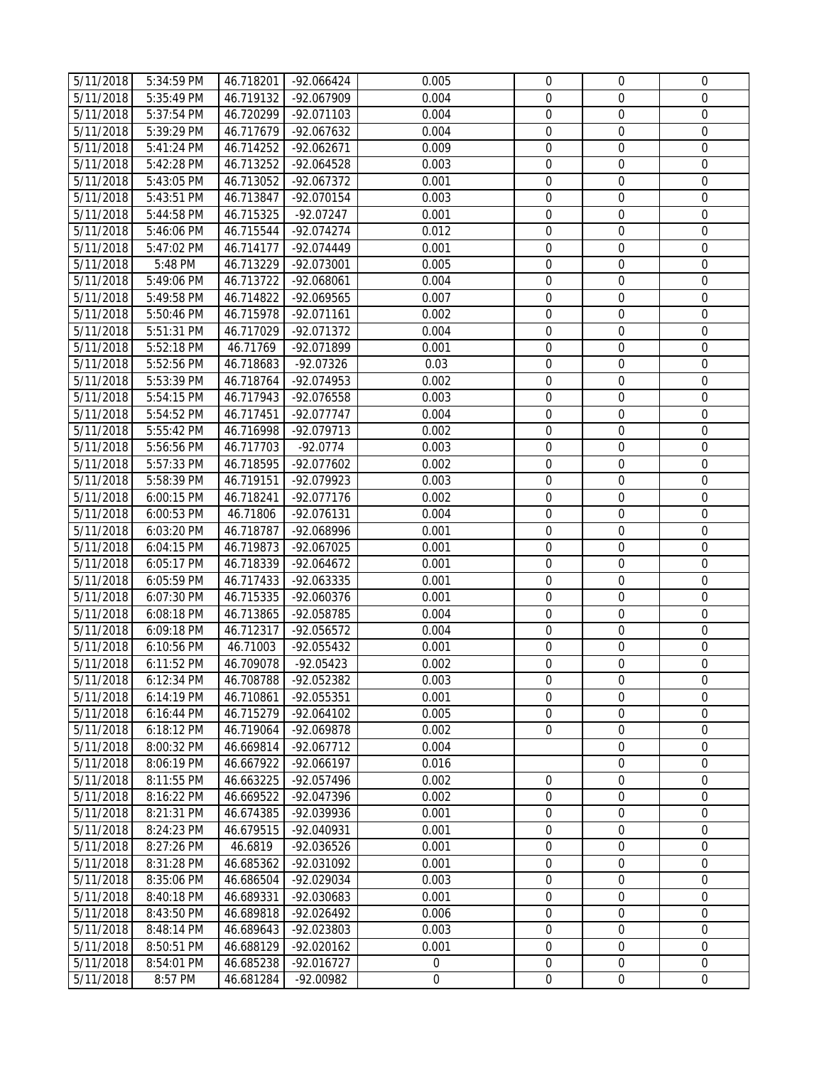| | | | | | | | |
|---|---|---|---|---|---|---|---|
| 5/11/2018 | 5:34:59 PM | 46.718201 | -92.066424 | 0.005 | 0 | 0 | 0 |
| 5/11/2018 | 5:35:49 PM | 46.719132 | -92.067909 | 0.004 | 0 | 0 | 0 |
| 5/11/2018 | 5:37:54 PM | 46.720299 | -92.071103 | 0.004 | 0 | 0 | 0 |
| 5/11/2018 | 5:39:29 PM | 46.717679 | -92.067632 | 0.004 | 0 | 0 | 0 |
| 5/11/2018 | 5:41:24 PM | 46.714252 | -92.062671 | 0.009 | 0 | 0 | 0 |
| 5/11/2018 | 5:42:28 PM | 46.713252 | -92.064528 | 0.003 | 0 | 0 | 0 |
| 5/11/2018 | 5:43:05 PM | 46.713052 | -92.067372 | 0.001 | 0 | 0 | 0 |
| 5/11/2018 | 5:43:51 PM | 46.713847 | -92.070154 | 0.003 | 0 | 0 | 0 |
| 5/11/2018 | 5:44:58 PM | 46.715325 | -92.07247 | 0.001 | 0 | 0 | 0 |
| 5/11/2018 | 5:46:06 PM | 46.715544 | -92.074274 | 0.012 | 0 | 0 | 0 |
| 5/11/2018 | 5:47:02 PM | 46.714177 | -92.074449 | 0.001 | 0 | 0 | 0 |
| 5/11/2018 | 5:48 PM | 46.713229 | -92.073001 | 0.005 | 0 | 0 | 0 |
| 5/11/2018 | 5:49:06 PM | 46.713722 | -92.068061 | 0.004 | 0 | 0 | 0 |
| 5/11/2018 | 5:49:58 PM | 46.714822 | -92.069565 | 0.007 | 0 | 0 | 0 |
| 5/11/2018 | 5:50:46 PM | 46.715978 | -92.071161 | 0.002 | 0 | 0 | 0 |
| 5/11/2018 | 5:51:31 PM | 46.717029 | -92.071372 | 0.004 | 0 | 0 | 0 |
| 5/11/2018 | 5:52:18 PM | 46.71769 | -92.071899 | 0.001 | 0 | 0 | 0 |
| 5/11/2018 | 5:52:56 PM | 46.718683 | -92.07326 | 0.03 | 0 | 0 | 0 |
| 5/11/2018 | 5:53:39 PM | 46.718764 | -92.074953 | 0.002 | 0 | 0 | 0 |
| 5/11/2018 | 5:54:15 PM | 46.717943 | -92.076558 | 0.003 | 0 | 0 | 0 |
| 5/11/2018 | 5:54:52 PM | 46.717451 | -92.077747 | 0.004 | 0 | 0 | 0 |
| 5/11/2018 | 5:55:42 PM | 46.716998 | -92.079713 | 0.002 | 0 | 0 | 0 |
| 5/11/2018 | 5:56:56 PM | 46.717703 | -92.0774 | 0.003 | 0 | 0 | 0 |
| 5/11/2018 | 5:57:33 PM | 46.718595 | -92.077602 | 0.002 | 0 | 0 | 0 |
| 5/11/2018 | 5:58:39 PM | 46.719151 | -92.079923 | 0.003 | 0 | 0 | 0 |
| 5/11/2018 | 6:00:15 PM | 46.718241 | -92.077176 | 0.002 | 0 | 0 | 0 |
| 5/11/2018 | 6:00:53 PM | 46.71806 | -92.076131 | 0.004 | 0 | 0 | 0 |
| 5/11/2018 | 6:03:20 PM | 46.718787 | -92.068996 | 0.001 | 0 | 0 | 0 |
| 5/11/2018 | 6:04:15 PM | 46.719873 | -92.067025 | 0.001 | 0 | 0 | 0 |
| 5/11/2018 | 6:05:17 PM | 46.718339 | -92.064672 | 0.001 | 0 | 0 | 0 |
| 5/11/2018 | 6:05:59 PM | 46.717433 | -92.063335 | 0.001 | 0 | 0 | 0 |
| 5/11/2018 | 6:07:30 PM | 46.715335 | -92.060376 | 0.001 | 0 | 0 | 0 |
| 5/11/2018 | 6:08:18 PM | 46.713865 | -92.058785 | 0.004 | 0 | 0 | 0 |
| 5/11/2018 | 6:09:18 PM | 46.712317 | -92.056572 | 0.004 | 0 | 0 | 0 |
| 5/11/2018 | 6:10:56 PM | 46.71003 | -92.055432 | 0.001 | 0 | 0 | 0 |
| 5/11/2018 | 6:11:52 PM | 46.709078 | -92.05423 | 0.002 | 0 | 0 | 0 |
| 5/11/2018 | 6:12:34 PM | 46.708788 | -92.052382 | 0.003 | 0 | 0 | 0 |
| 5/11/2018 | 6:14:19 PM | 46.710861 | -92.055351 | 0.001 | 0 | 0 | 0 |
| 5/11/2018 | 6:16:44 PM | 46.715279 | -92.064102 | 0.005 | 0 | 0 | 0 |
| 5/11/2018 | 6:18:12 PM | 46.719064 | -92.069878 | 0.002 | 0 | 0 | 0 |
| 5/11/2018 | 8:00:32 PM | 46.669814 | -92.067712 | 0.004 | | 0 | 0 |
| 5/11/2018 | 8:06:19 PM | 46.667922 | -92.066197 | 0.016 | | 0 | 0 |
| 5/11/2018 | 8:11:55 PM | 46.663225 | -92.057496 | 0.002 | 0 | 0 | 0 |
| 5/11/2018 | 8:16:22 PM | 46.669522 | -92.047396 | 0.002 | 0 | 0 | 0 |
| 5/11/2018 | 8:21:31 PM | 46.674385 | -92.039936 | 0.001 | 0 | 0 | 0 |
| 5/11/2018 | 8:24:23 PM | 46.679515 | -92.040931 | 0.001 | 0 | 0 | 0 |
| 5/11/2018 | 8:27:26 PM | 46.6819 | -92.036526 | 0.001 | 0 | 0 | 0 |
| 5/11/2018 | 8:31:28 PM | 46.685362 | -92.031092 | 0.001 | 0 | 0 | 0 |
| 5/11/2018 | 8:35:06 PM | 46.686504 | -92.029034 | 0.003 | 0 | 0 | 0 |
| 5/11/2018 | 8:40:18 PM | 46.689331 | -92.030683 | 0.001 | 0 | 0 | 0 |
| 5/11/2018 | 8:43:50 PM | 46.689818 | -92.026492 | 0.006 | 0 | 0 | 0 |
| 5/11/2018 | 8:48:14 PM | 46.689643 | -92.023803 | 0.003 | 0 | 0 | 0 |
| 5/11/2018 | 8:50:51 PM | 46.688129 | -92.020162 | 0.001 | 0 | 0 | 0 |
| 5/11/2018 | 8:54:01 PM | 46.685238 | -92.016727 | 0 | 0 | 0 | 0 |
| 5/11/2018 | 8:57 PM | 46.681284 | -92.00982 | 0 | 0 | 0 | 0 |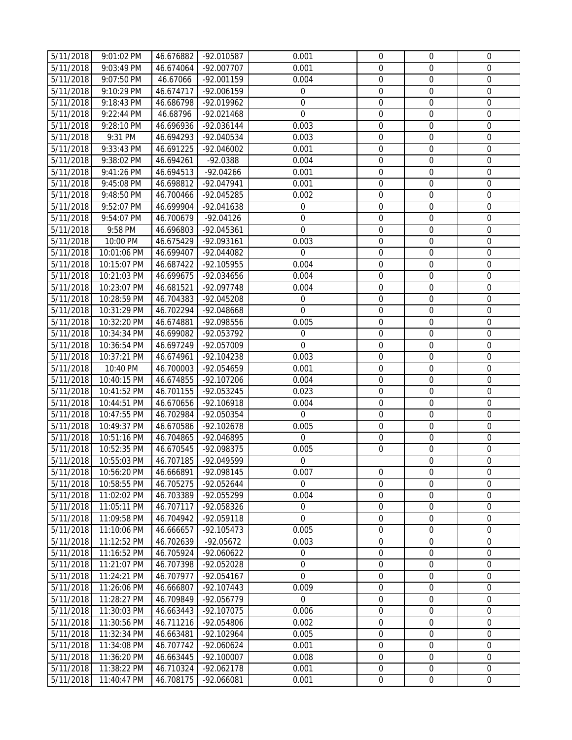| | | | | | | | |
|---|---|---|---|---|---|---|---|
| 5/11/2018 | 9:01:02 PM | 46.676882 | -92.010587 | 0.001 | 0 | 0 | 0 |
| 5/11/2018 | 9:03:49 PM | 46.674064 | -92.007707 | 0.001 | 0 | 0 | 0 |
| 5/11/2018 | 9:07:50 PM | 46.67066 | -92.001159 | 0.004 | 0 | 0 | 0 |
| 5/11/2018 | 9:10:29 PM | 46.674717 | -92.006159 | 0 | 0 | 0 | 0 |
| 5/11/2018 | 9:18:43 PM | 46.686798 | -92.019962 | 0 | 0 | 0 | 0 |
| 5/11/2018 | 9:22:44 PM | 46.68796 | -92.021468 | 0 | 0 | 0 | 0 |
| 5/11/2018 | 9:28:10 PM | 46.696936 | -92.036144 | 0.003 | 0 | 0 | 0 |
| 5/11/2018 | 9:31 PM | 46.694293 | -92.040534 | 0.003 | 0 | 0 | 0 |
| 5/11/2018 | 9:33:43 PM | 46.691225 | -92.046002 | 0.001 | 0 | 0 | 0 |
| 5/11/2018 | 9:38:02 PM | 46.694261 | -92.0388 | 0.004 | 0 | 0 | 0 |
| 5/11/2018 | 9:41:26 PM | 46.694513 | -92.04266 | 0.001 | 0 | 0 | 0 |
| 5/11/2018 | 9:45:08 PM | 46.698812 | -92.047941 | 0.001 | 0 | 0 | 0 |
| 5/11/2018 | 9:48:50 PM | 46.700466 | -92.045285 | 0.002 | 0 | 0 | 0 |
| 5/11/2018 | 9:52:07 PM | 46.699904 | -92.041638 | 0 | 0 | 0 | 0 |
| 5/11/2018 | 9:54:07 PM | 46.700679 | -92.04126 | 0 | 0 | 0 | 0 |
| 5/11/2018 | 9:58 PM | 46.696803 | -92.045361 | 0 | 0 | 0 | 0 |
| 5/11/2018 | 10:00 PM | 46.675429 | -92.093161 | 0.003 | 0 | 0 | 0 |
| 5/11/2018 | 10:01:06 PM | 46.699407 | -92.044082 | 0 | 0 | 0 | 0 |
| 5/11/2018 | 10:15:07 PM | 46.687422 | -92.105955 | 0.004 | 0 | 0 | 0 |
| 5/11/2018 | 10:21:03 PM | 46.699675 | -92.034656 | 0.004 | 0 | 0 | 0 |
| 5/11/2018 | 10:23:07 PM | 46.681521 | -92.097748 | 0.004 | 0 | 0 | 0 |
| 5/11/2018 | 10:28:59 PM | 46.704383 | -92.045208 | 0 | 0 | 0 | 0 |
| 5/11/2018 | 10:31:29 PM | 46.702294 | -92.048668 | 0 | 0 | 0 | 0 |
| 5/11/2018 | 10:32:20 PM | 46.674881 | -92.098556 | 0.005 | 0 | 0 | 0 |
| 5/11/2018 | 10:34:34 PM | 46.699082 | -92.053792 | 0 | 0 | 0 | 0 |
| 5/11/2018 | 10:36:54 PM | 46.697249 | -92.057009 | 0 | 0 | 0 | 0 |
| 5/11/2018 | 10:37:21 PM | 46.674961 | -92.104238 | 0.003 | 0 | 0 | 0 |
| 5/11/2018 | 10:40 PM | 46.700003 | -92.054659 | 0.001 | 0 | 0 | 0 |
| 5/11/2018 | 10:40:15 PM | 46.674855 | -92.107206 | 0.004 | 0 | 0 | 0 |
| 5/11/2018 | 10:41:52 PM | 46.701155 | -92.053245 | 0.023 | 0 | 0 | 0 |
| 5/11/2018 | 10:44:51 PM | 46.670656 | -92.106918 | 0.004 | 0 | 0 | 0 |
| 5/11/2018 | 10:47:55 PM | 46.702984 | -92.050354 | 0 | 0 | 0 | 0 |
| 5/11/2018 | 10:49:37 PM | 46.670586 | -92.102678 | 0.005 | 0 | 0 | 0 |
| 5/11/2018 | 10:51:16 PM | 46.704865 | -92.046895 | 0 | 0 | 0 | 0 |
| 5/11/2018 | 10:52:35 PM | 46.670545 | -92.098375 | 0.005 | 0 | 0 | 0 |
| 5/11/2018 | 10:55:03 PM | 46.707185 | -92.049599 | 0 | | 0 | 0 |
| 5/11/2018 | 10:56:20 PM | 46.666891 | -92.098145 | 0.007 | 0 | 0 | 0 |
| 5/11/2018 | 10:58:55 PM | 46.705275 | -92.052644 | 0 | 0 | 0 | 0 |
| 5/11/2018 | 11:02:02 PM | 46.703389 | -92.055299 | 0.004 | 0 | 0 | 0 |
| 5/11/2018 | 11:05:11 PM | 46.707117 | -92.058326 | 0 | 0 | 0 | 0 |
| 5/11/2018 | 11:09:58 PM | 46.704942 | -92.059118 | 0 | 0 | 0 | 0 |
| 5/11/2018 | 11:10:06 PM | 46.666657 | -92.105473 | 0.005 | 0 | 0 | 0 |
| 5/11/2018 | 11:12:52 PM | 46.702639 | -92.05672 | 0.003 | 0 | 0 | 0 |
| 5/11/2018 | 11:16:52 PM | 46.705924 | -92.060622 | 0 | 0 | 0 | 0 |
| 5/11/2018 | 11:21:07 PM | 46.707398 | -92.052028 | 0 | 0 | 0 | 0 |
| 5/11/2018 | 11:24:21 PM | 46.707977 | -92.054167 | 0 | 0 | 0 | 0 |
| 5/11/2018 | 11:26:06 PM | 46.666807 | -92.107443 | 0.009 | 0 | 0 | 0 |
| 5/11/2018 | 11:28:27 PM | 46.709849 | -92.056779 | 0 | 0 | 0 | 0 |
| 5/11/2018 | 11:30:03 PM | 46.663443 | -92.107075 | 0.006 | 0 | 0 | 0 |
| 5/11/2018 | 11:30:56 PM | 46.711216 | -92.054806 | 0.002 | 0 | 0 | 0 |
| 5/11/2018 | 11:32:34 PM | 46.663481 | -92.102964 | 0.005 | 0 | 0 | 0 |
| 5/11/2018 | 11:34:08 PM | 46.707742 | -92.060624 | 0.001 | 0 | 0 | 0 |
| 5/11/2018 | 11:36:20 PM | 46.663445 | -92.100007 | 0.008 | 0 | 0 | 0 |
| 5/11/2018 | 11:38:22 PM | 46.710324 | -92.062178 | 0.001 | 0 | 0 | 0 |
| 5/11/2018 | 11:40:47 PM | 46.708175 | -92.066081 | 0.001 | 0 | 0 | 0 |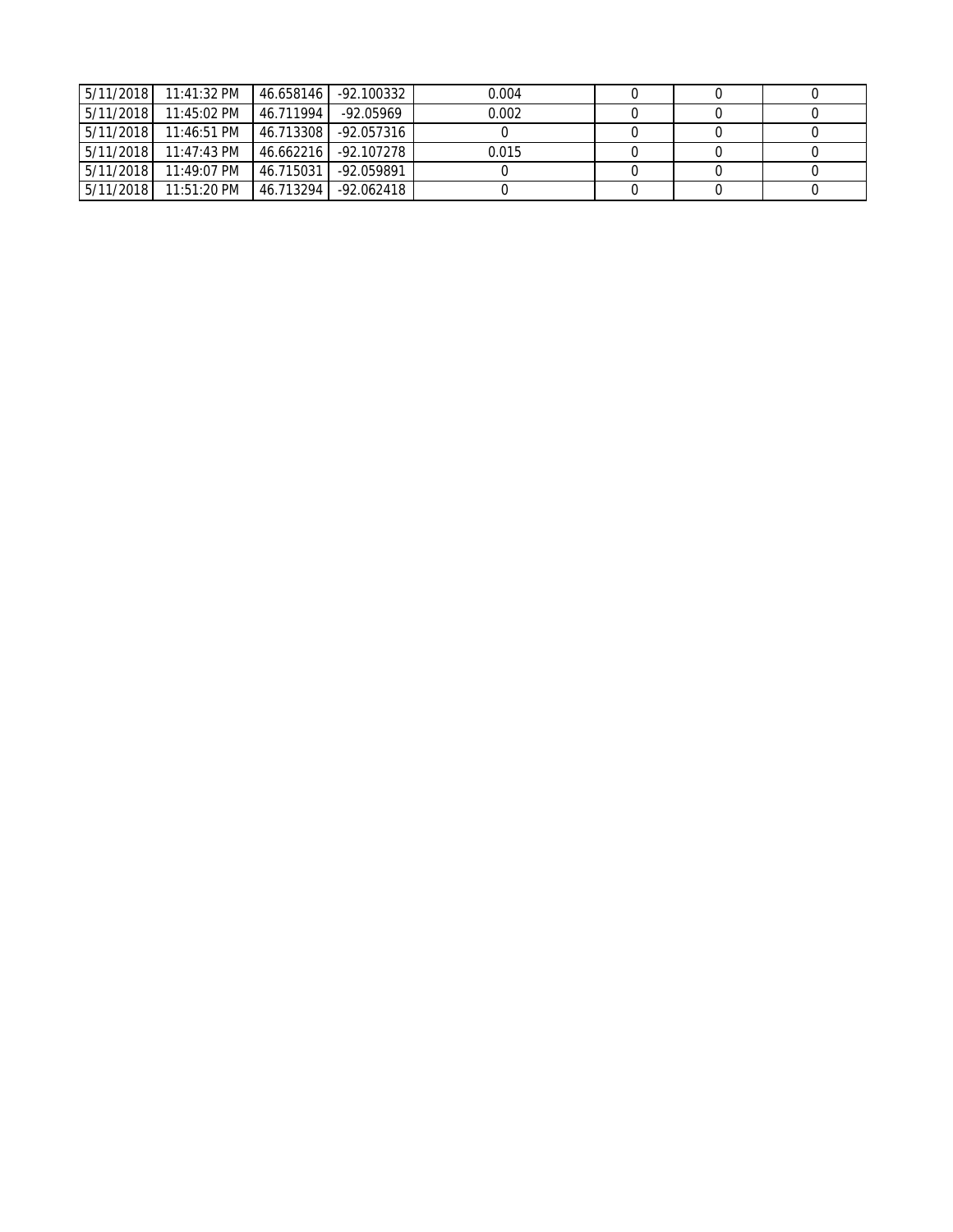| | | | | | | | |
|---|---|---|---|---|---|---|---|
| 5/11/2018 | 11:41:32 PM | 46.658146 | -92.100332 | 0.004 | 0 | 0 | 0 |
| 5/11/2018 | 11:45:02 PM | 46.711994 | -92.05969 | 0.002 | 0 | 0 | 0 |
| 5/11/2018 | 11:46:51 PM | 46.713308 | -92.057316 | 0 | 0 | 0 | 0 |
| 5/11/2018 | 11:47:43 PM | 46.662216 | -92.107278 | 0.015 | 0 | 0 | 0 |
| 5/11/2018 | 11:49:07 PM | 46.715031 | -92.059891 | 0 | 0 | 0 | 0 |
| 5/11/2018 | 11:51:20 PM | 46.713294 | -92.062418 | 0 | 0 | 0 | 0 |